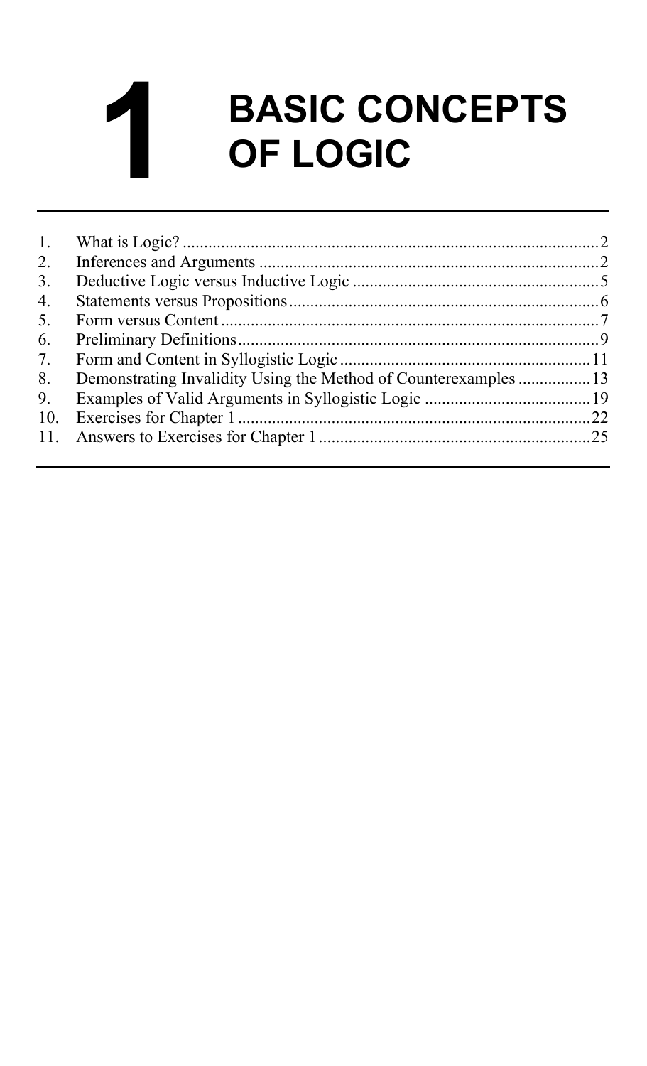# 1 BASIC CONCEPTS OF LOGIC

1. What is Logic? .......... 2
2. Inferences and Arguments .......... 2
3. Deductive Logic versus Inductive Logic .......... 5
4. Statements versus Propositions .......... 6
5. Form versus Content .......... 7
6. Preliminary Definitions .......... 9
7. Form and Content in Syllogistic Logic .......... 11
8. Demonstrating Invalidity Using the Method of Counterexamples .......... 13
9. Examples of Valid Arguments in Syllogistic Logic .......... 19
10. Exercises for Chapter 1 .......... 22
11. Answers to Exercises for Chapter 1 .......... 25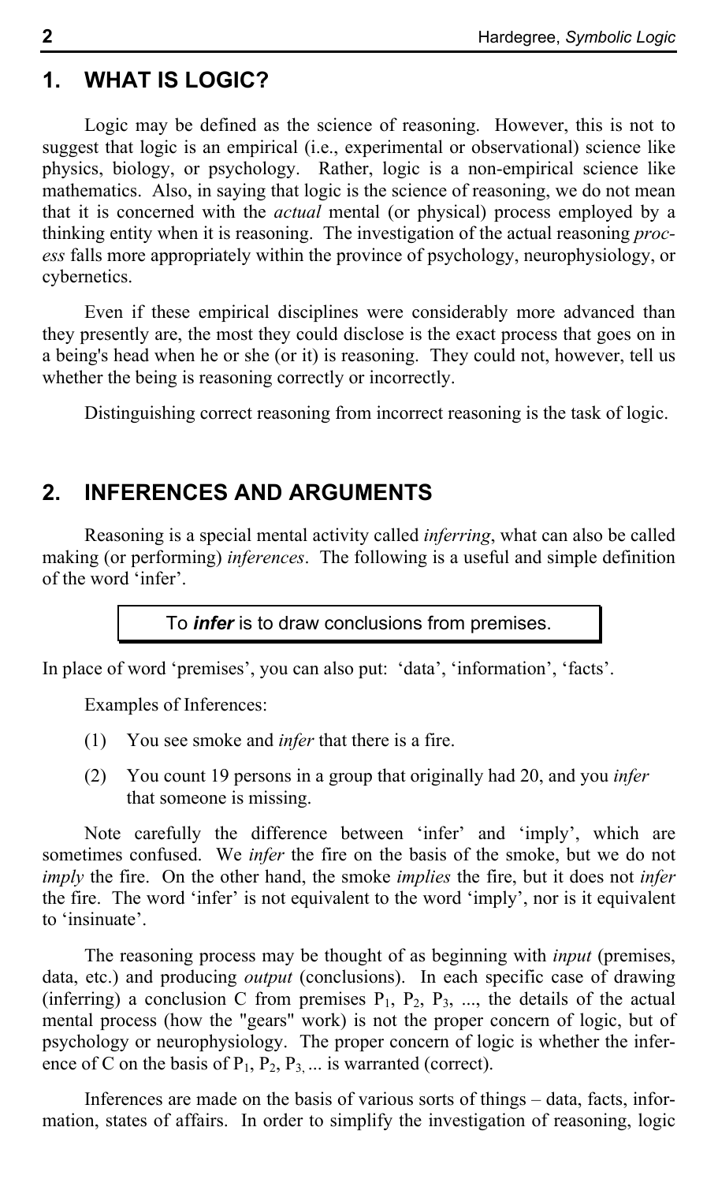## 1. WHAT IS LOGIC?

Logic may be defined as the science of reasoning. However, this is not to suggest that logic is an empirical (i.e., experimental or observational) science like physics, biology, or psychology. Rather, logic is a non-empirical science like mathematics. Also, in saying that logic is the science of reasoning, we do not mean that it is concerned with the *actual* mental (or physical) process employed by a thinking entity when it is reasoning. The investigation of the actual reasoning *process* falls more appropriately within the province of psychology, neurophysiology, or cybernetics.

Even if these empirical disciplines were considerably more advanced than they presently are, the most they could disclose is the exact process that goes on in a being's head when he or she (or it) is reasoning. They could not, however, tell us whether the being is reasoning correctly or incorrectly.

Distinguishing correct reasoning from incorrect reasoning is the task of logic.

## 2. INFERENCES AND ARGUMENTS

Reasoning is a special mental activity called *inferring*, what can also be called making (or performing) *inferences*. The following is a useful and simple definition of the word 'infer'.

> To ***infer*** is to draw conclusions from premises.

In place of word 'premises', you can also put: 'data', 'information', 'facts'.

Examples of Inferences:

(1) You see smoke and *infer* that there is a fire.

(2) You count 19 persons in a group that originally had 20, and you *infer* that someone is missing.

Note carefully the difference between 'infer' and 'imply', which are sometimes confused. We *infer* the fire on the basis of the smoke, but we do not *imply* the fire. On the other hand, the smoke *implies* the fire, but it does not *infer* the fire. The word 'infer' is not equivalent to the word 'imply', nor is it equivalent to 'insinuate'.

The reasoning process may be thought of as beginning with *input* (premises, data, etc.) and producing *output* (conclusions). In each specific case of drawing (inferring) a conclusion C from premises $P_1$, $P_2$, $P_3$, ..., the details of the actual mental process (how the "gears" work) is not the proper concern of logic, but of psychology or neurophysiology. The proper concern of logic is whether the inference of C on the basis of $P_1$, $P_2$, $P_3$, ... is warranted (correct).

Inferences are made on the basis of various sorts of things – data, facts, information, states of affairs. In order to simplify the investigation of reasoning, logic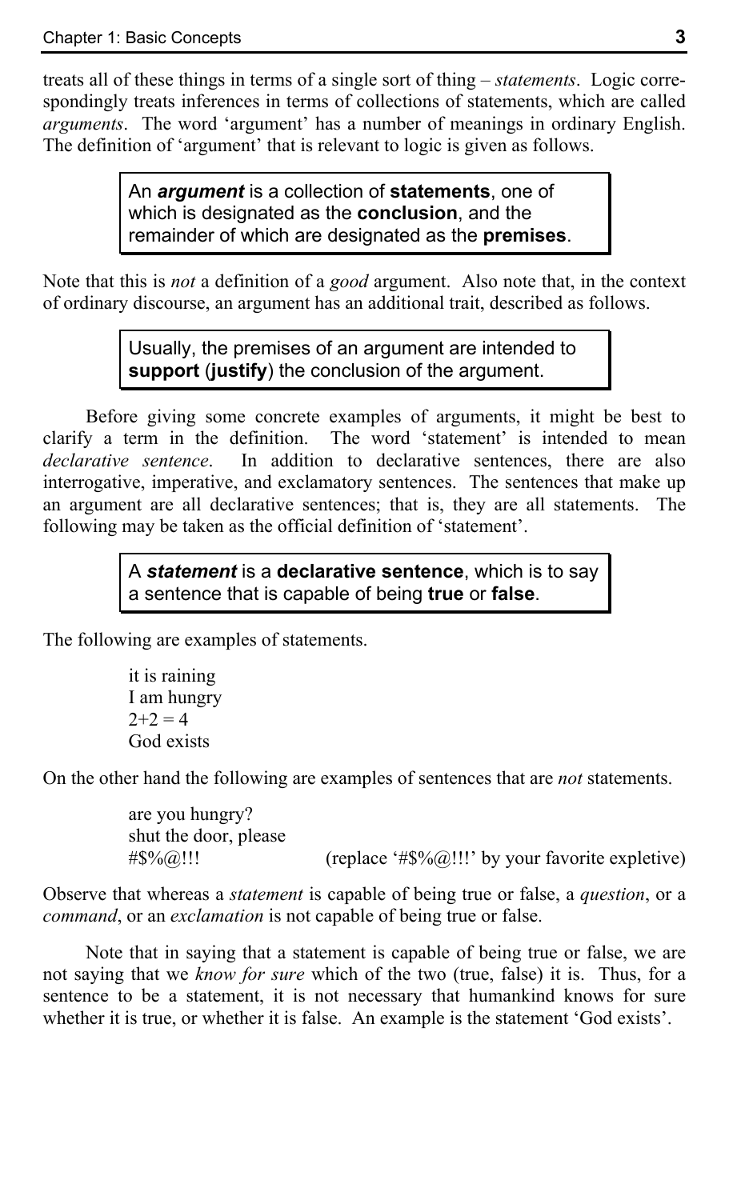treats all of these things in terms of a single sort of thing – *statements*. Logic correspondingly treats inferences in terms of collections of statements, which are called *arguments*. The word 'argument' has a number of meanings in ordinary English. The definition of 'argument' that is relevant to logic is given as follows.

> An ***argument*** is a collection of **statements**, one of which is designated as the **conclusion**, and the remainder of which are designated as the **premises**.

Note that this is *not* a definition of a *good* argument. Also note that, in the context of ordinary discourse, an argument has an additional trait, described as follows.

> Usually, the premises of an argument are intended to **support** (**justify**) the conclusion of the argument.

Before giving some concrete examples of arguments, it might be best to clarify a term in the definition. The word 'statement' is intended to mean *declarative sentence*. In addition to declarative sentences, there are also interrogative, imperative, and exclamatory sentences. The sentences that make up an argument are all declarative sentences; that is, they are all statements. The following may be taken as the official definition of 'statement'.

> A ***statement*** is a **declarative sentence**, which is to say a sentence that is capable of being **true** or **false**.

The following are examples of statements.

it is raining  
I am hungry  
2+2 = 4  
God exists

On the other hand the following are examples of sentences that are *not* statements.

are you hungry?  
shut the door, please  
#$%@!!! (replace '#$%@!!!' by your favorite expletive)

Observe that whereas a *statement* is capable of being true or false, a *question*, or a *command*, or an *exclamation* is not capable of being true or false.

Note that in saying that a statement is capable of being true or false, we are not saying that we *know for sure* which of the two (true, false) it is. Thus, for a sentence to be a statement, it is not necessary that humankind knows for sure whether it is true, or whether it is false. An example is the statement 'God exists'.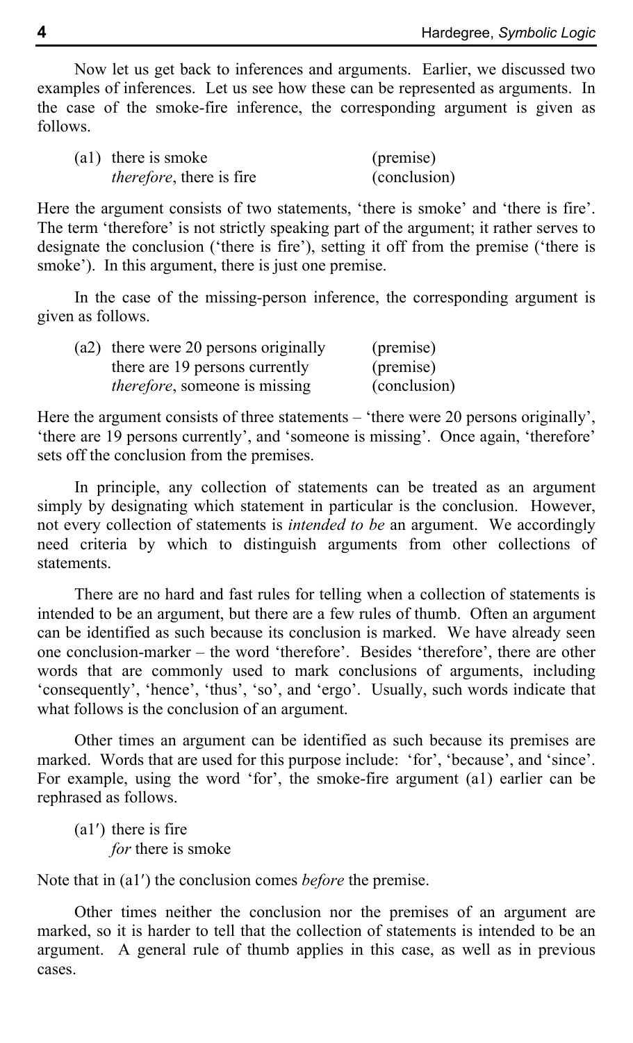Now let us get back to inferences and arguments. Earlier, we discussed two examples of inferences. Let us see how these can be represented as arguments. In the case of the smoke-fire inference, the corresponding argument is given as follows.

| | | |
|---|---|---|
| (a1) | there is smoke | (premise) |
| | *therefore*, there is fire | (conclusion) |

Here the argument consists of two statements, 'there is smoke' and 'there is fire'. The term 'therefore' is not strictly speaking part of the argument; it rather serves to designate the conclusion ('there is fire'), setting it off from the premise ('there is smoke'). In this argument, there is just one premise.

In the case of the missing-person inference, the corresponding argument is given as follows.

| | | |
|---|---|---|
| (a2) | there were 20 persons originally | (premise) |
| | there are 19 persons currently | (premise) |
| | *therefore*, someone is missing | (conclusion) |

Here the argument consists of three statements – 'there were 20 persons originally', 'there are 19 persons currently', and 'someone is missing'. Once again, 'therefore' sets off the conclusion from the premises.

In principle, any collection of statements can be treated as an argument simply by designating which statement in particular is the conclusion. However, not every collection of statements is *intended to be* an argument. We accordingly need criteria by which to distinguish arguments from other collections of statements.

There are no hard and fast rules for telling when a collection of statements is intended to be an argument, but there are a few rules of thumb. Often an argument can be identified as such because its conclusion is marked. We have already seen one conclusion-marker – the word 'therefore'. Besides 'therefore', there are other words that are commonly used to mark conclusions of arguments, including 'consequently', 'hence', 'thus', 'so', and 'ergo'. Usually, such words indicate that what follows is the conclusion of an argument.

Other times an argument can be identified as such because its premises are marked. Words that are used for this purpose include: 'for', 'because', and 'since'. For example, using the word 'for', the smoke-fire argument (a1) earlier can be rephrased as follows.

(a1′) there is fire
*for* there is smoke

Note that in (a1′) the conclusion comes *before* the premise.

Other times neither the conclusion nor the premises of an argument are marked, so it is harder to tell that the collection of statements is intended to be an argument. A general rule of thumb applies in this case, as well as in previous cases.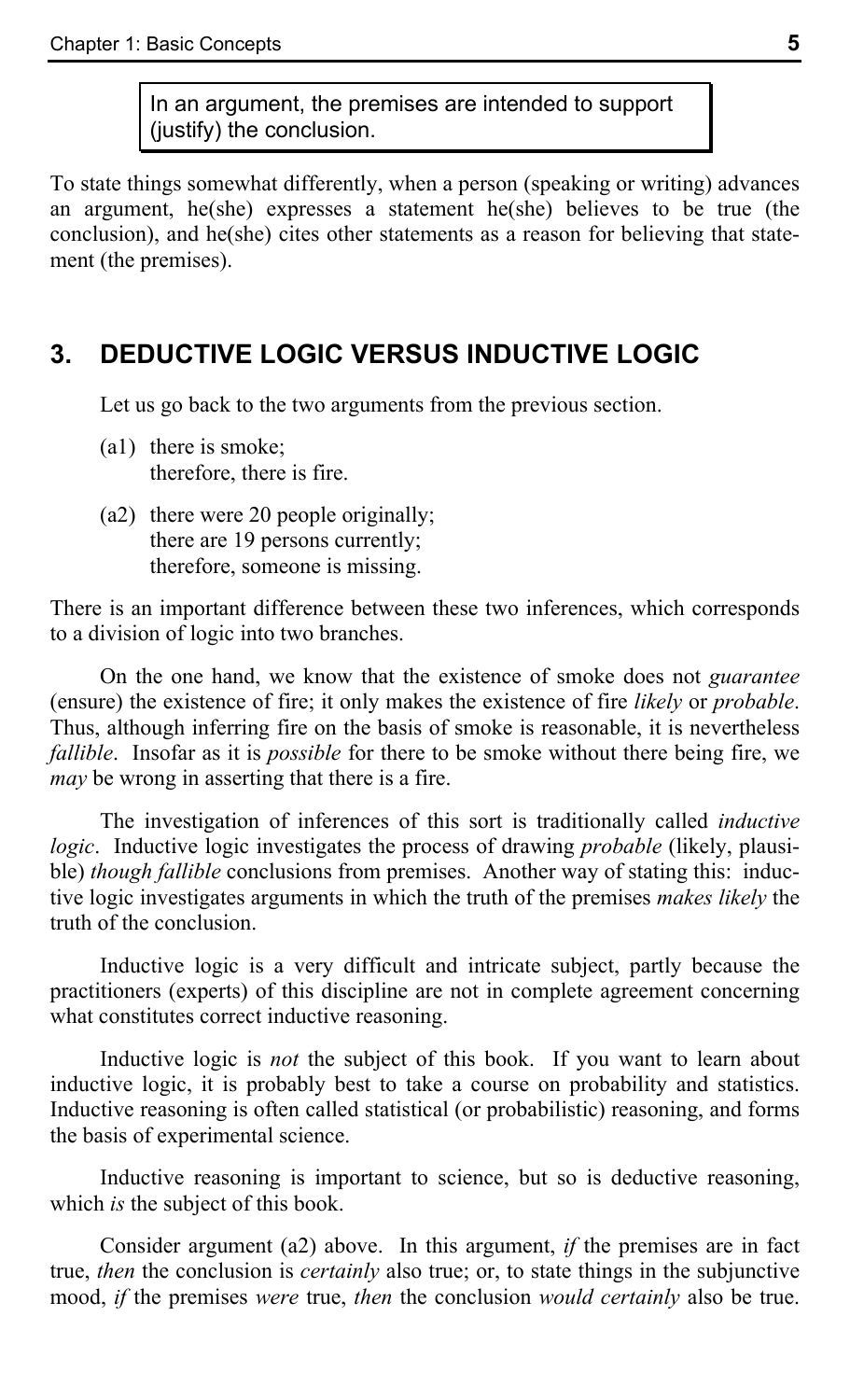> In an argument, the premises are intended to support (justify) the conclusion.

To state things somewhat differently, when a person (speaking or writing) advances an argument, he(she) expresses a statement he(she) believes to be true (the conclusion), and he(she) cites other statements as a reason for believing that statement (the premises).

## 3. DEDUCTIVE LOGIC VERSUS INDUCTIVE LOGIC

Let us go back to the two arguments from the previous section.

(a1) there is smoke;
therefore, there is fire.

(a2) there were 20 people originally;
there are 19 persons currently;
therefore, someone is missing.

There is an important difference between these two inferences, which corresponds to a division of logic into two branches.

On the one hand, we know that the existence of smoke does not *guarantee* (ensure) the existence of fire; it only makes the existence of fire *likely* or *probable*. Thus, although inferring fire on the basis of smoke is reasonable, it is nevertheless *fallible*. Insofar as it is *possible* for there to be smoke without there being fire, we *may* be wrong in asserting that there is a fire.

The investigation of inferences of this sort is traditionally called *inductive logic*. Inductive logic investigates the process of drawing *probable* (likely, plausible) *though fallible* conclusions from premises. Another way of stating this: inductive logic investigates arguments in which the truth of the premises *makes likely* the truth of the conclusion.

Inductive logic is a very difficult and intricate subject, partly because the practitioners (experts) of this discipline are not in complete agreement concerning what constitutes correct inductive reasoning.

Inductive logic is *not* the subject of this book. If you want to learn about inductive logic, it is probably best to take a course on probability and statistics. Inductive reasoning is often called statistical (or probabilistic) reasoning, and forms the basis of experimental science.

Inductive reasoning is important to science, but so is deductive reasoning, which *is* the subject of this book.

Consider argument (a2) above. In this argument, *if* the premises are in fact true, *then* the conclusion is *certainly* also true; or, to state things in the subjunctive mood, *if* the premises *were* true, *then* the conclusion *would certainly* also be true.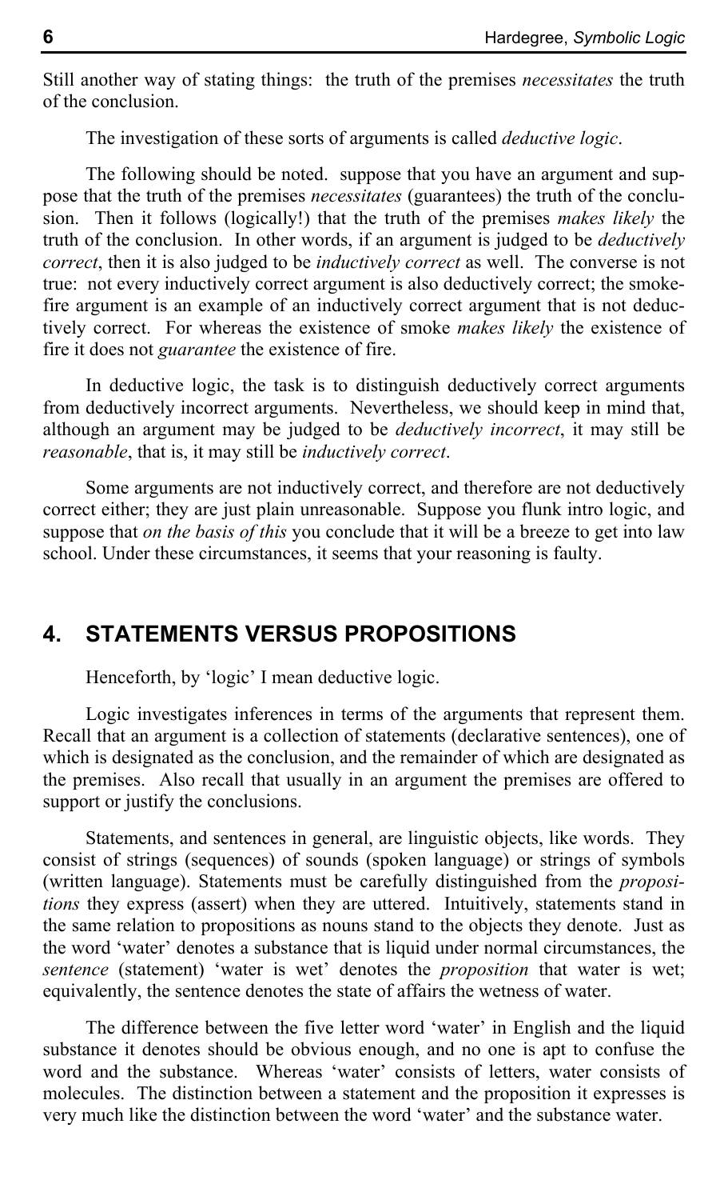Still another way of stating things: the truth of the premises *necessitates* the truth of the conclusion.

The investigation of these sorts of arguments is called *deductive logic*.

The following should be noted. suppose that you have an argument and suppose that the truth of the premises *necessitates* (guarantees) the truth of the conclusion. Then it follows (logically!) that the truth of the premises *makes likely* the truth of the conclusion. In other words, if an argument is judged to be *deductively correct*, then it is also judged to be *inductively correct* as well. The converse is not true: not every inductively correct argument is also deductively correct; the smoke-fire argument is an example of an inductively correct argument that is not deductively correct. For whereas the existence of smoke *makes likely* the existence of fire it does not *guarantee* the existence of fire.

In deductive logic, the task is to distinguish deductively correct arguments from deductively incorrect arguments. Nevertheless, we should keep in mind that, although an argument may be judged to be *deductively incorrect*, it may still be *reasonable*, that is, it may still be *inductively correct*.

Some arguments are not inductively correct, and therefore are not deductively correct either; they are just plain unreasonable. Suppose you flunk intro logic, and suppose that *on the basis of this* you conclude that it will be a breeze to get into law school. Under these circumstances, it seems that your reasoning is faulty.

## 4. STATEMENTS VERSUS PROPOSITIONS

Henceforth, by 'logic' I mean deductive logic.

Logic investigates inferences in terms of the arguments that represent them. Recall that an argument is a collection of statements (declarative sentences), one of which is designated as the conclusion, and the remainder of which are designated as the premises. Also recall that usually in an argument the premises are offered to support or justify the conclusions.

Statements, and sentences in general, are linguistic objects, like words. They consist of strings (sequences) of sounds (spoken language) or strings of symbols (written language). Statements must be carefully distinguished from the *propositions* they express (assert) when they are uttered. Intuitively, statements stand in the same relation to propositions as nouns stand to the objects they denote. Just as the word 'water' denotes a substance that is liquid under normal circumstances, the *sentence* (statement) 'water is wet' denotes the *proposition* that water is wet; equivalently, the sentence denotes the state of affairs the wetness of water.

The difference between the five letter word 'water' in English and the liquid substance it denotes should be obvious enough, and no one is apt to confuse the word and the substance. Whereas 'water' consists of letters, water consists of molecules. The distinction between a statement and the proposition it expresses is very much like the distinction between the word 'water' and the substance water.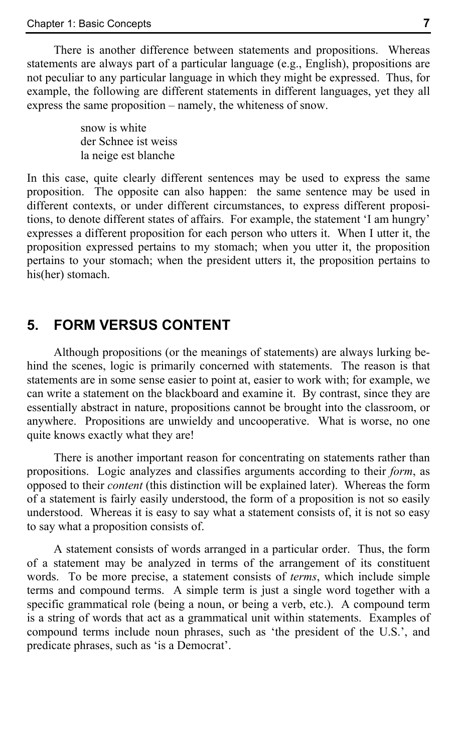There is another difference between statements and propositions. Whereas statements are always part of a particular language (e.g., English), propositions are not peculiar to any particular language in which they might be expressed. Thus, for example, the following are different statements in different languages, yet they all express the same proposition – namely, the whiteness of snow.

> snow is white  
> der Schnee ist weiss  
> la neige est blanche

In this case, quite clearly different sentences may be used to express the same proposition. The opposite can also happen: the same sentence may be used in different contexts, or under different circumstances, to express different propositions, to denote different states of affairs. For example, the statement 'I am hungry' expresses a different proposition for each person who utters it. When I utter it, the proposition expressed pertains to my stomach; when you utter it, the proposition pertains to your stomach; when the president utters it, the proposition pertains to his(her) stomach.

## 5. FORM VERSUS CONTENT

Although propositions (or the meanings of statements) are always lurking behind the scenes, logic is primarily concerned with statements. The reason is that statements are in some sense easier to point at, easier to work with; for example, we can write a statement on the blackboard and examine it. By contrast, since they are essentially abstract in nature, propositions cannot be brought into the classroom, or anywhere. Propositions are unwieldy and uncooperative. What is worse, no one quite knows exactly what they are!

There is another important reason for concentrating on statements rather than propositions. Logic analyzes and classifies arguments according to their *form*, as opposed to their *content* (this distinction will be explained later). Whereas the form of a statement is fairly easily understood, the form of a proposition is not so easily understood. Whereas it is easy to say what a statement consists of, it is not so easy to say what a proposition consists of.

A statement consists of words arranged in a particular order. Thus, the form of a statement may be analyzed in terms of the arrangement of its constituent words. To be more precise, a statement consists of *terms*, which include simple terms and compound terms. A simple term is just a single word together with a specific grammatical role (being a noun, or being a verb, etc.). A compound term is a string of words that act as a grammatical unit within statements. Examples of compound terms include noun phrases, such as 'the president of the U.S.', and predicate phrases, such as 'is a Democrat'.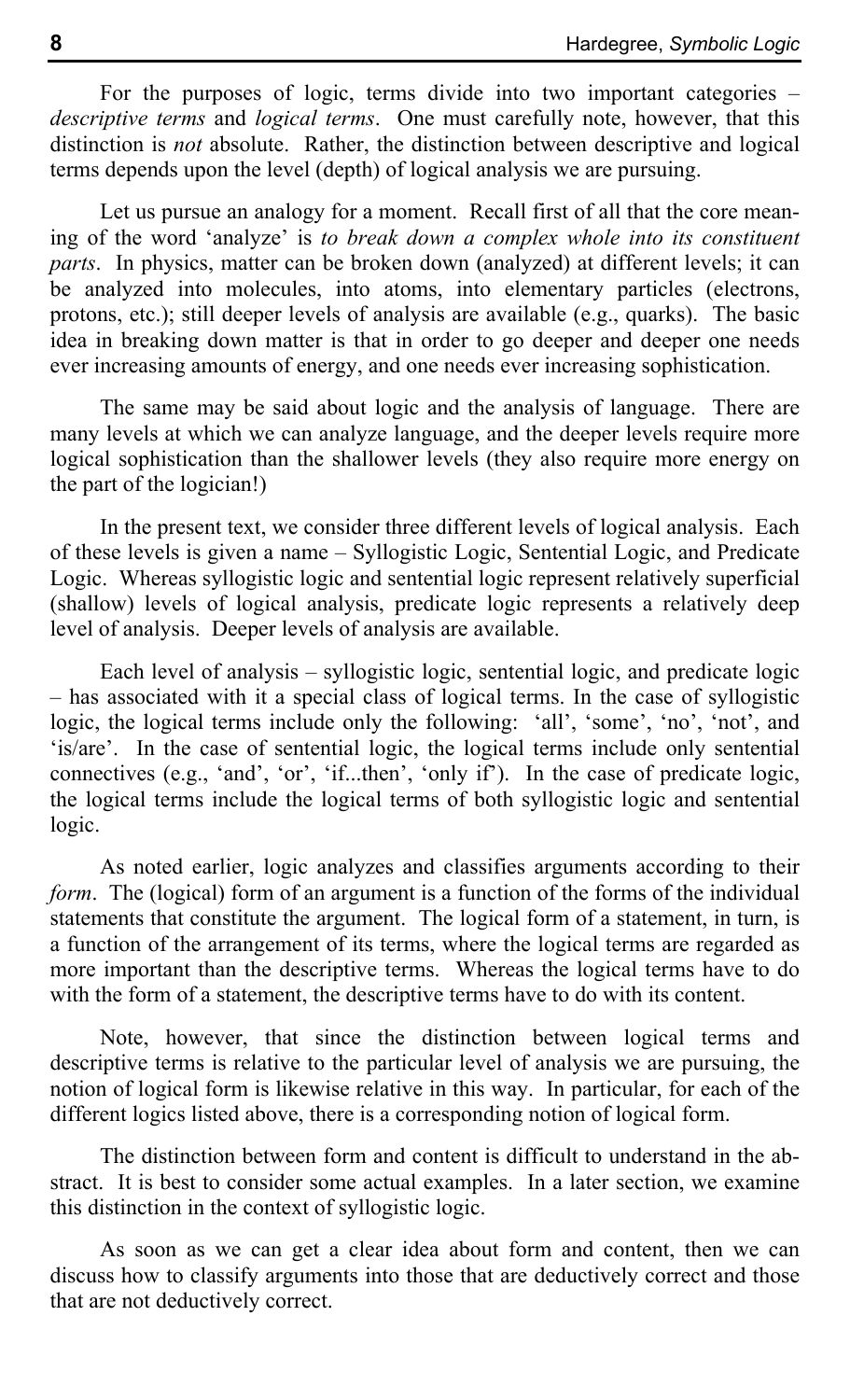For the purposes of logic, terms divide into two important categories – *descriptive terms* and *logical terms*. One must carefully note, however, that this distinction is *not* absolute. Rather, the distinction between descriptive and logical terms depends upon the level (depth) of logical analysis we are pursuing.

Let us pursue an analogy for a moment. Recall first of all that the core meaning of the word 'analyze' is *to break down a complex whole into its constituent parts*. In physics, matter can be broken down (analyzed) at different levels; it can be analyzed into molecules, into atoms, into elementary particles (electrons, protons, etc.); still deeper levels of analysis are available (e.g., quarks). The basic idea in breaking down matter is that in order to go deeper and deeper one needs ever increasing amounts of energy, and one needs ever increasing sophistication.

The same may be said about logic and the analysis of language. There are many levels at which we can analyze language, and the deeper levels require more logical sophistication than the shallower levels (they also require more energy on the part of the logician!)

In the present text, we consider three different levels of logical analysis. Each of these levels is given a name – Syllogistic Logic, Sentential Logic, and Predicate Logic. Whereas syllogistic logic and sentential logic represent relatively superficial (shallow) levels of logical analysis, predicate logic represents a relatively deep level of analysis. Deeper levels of analysis are available.

Each level of analysis – syllogistic logic, sentential logic, and predicate logic – has associated with it a special class of logical terms. In the case of syllogistic logic, the logical terms include only the following: 'all', 'some', 'no', 'not', and 'is/are'. In the case of sentential logic, the logical terms include only sentential connectives (e.g., 'and', 'or', 'if...then', 'only if'). In the case of predicate logic, the logical terms include the logical terms of both syllogistic logic and sentential logic.

As noted earlier, logic analyzes and classifies arguments according to their *form*. The (logical) form of an argument is a function of the forms of the individual statements that constitute the argument. The logical form of a statement, in turn, is a function of the arrangement of its terms, where the logical terms are regarded as more important than the descriptive terms. Whereas the logical terms have to do with the form of a statement, the descriptive terms have to do with its content.

Note, however, that since the distinction between logical terms and descriptive terms is relative to the particular level of analysis we are pursuing, the notion of logical form is likewise relative in this way. In particular, for each of the different logics listed above, there is a corresponding notion of logical form.

The distinction between form and content is difficult to understand in the abstract. It is best to consider some actual examples. In a later section, we examine this distinction in the context of syllogistic logic.

As soon as we can get a clear idea about form and content, then we can discuss how to classify arguments into those that are deductively correct and those that are not deductively correct.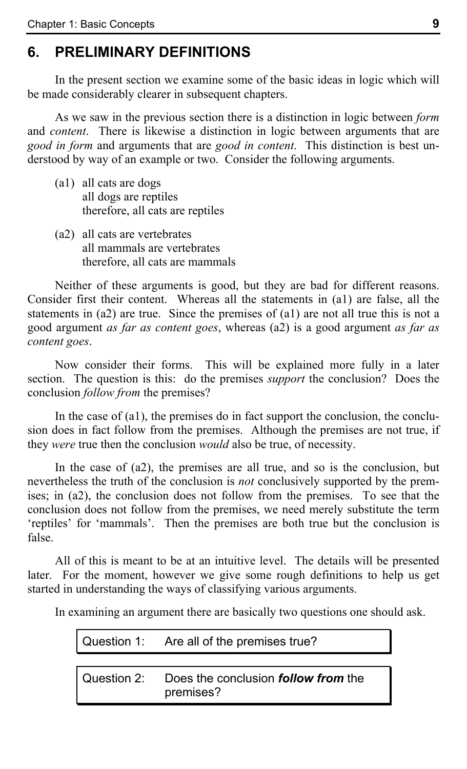## 6. PRELIMINARY DEFINITIONS

In the present section we examine some of the basic ideas in logic which will be made considerably clearer in subsequent chapters.

As we saw in the previous section there is a distinction in logic between *form* and *content*. There is likewise a distinction in logic between arguments that are *good in form* and arguments that are *good in content*. This distinction is best understood by way of an example or two. Consider the following arguments.

(a1) all cats are dogs
all dogs are reptiles
therefore, all cats are reptiles

(a2) all cats are vertebrates
all mammals are vertebrates
therefore, all cats are mammals

Neither of these arguments is good, but they are bad for different reasons. Consider first their content. Whereas all the statements in (a1) are false, all the statements in (a2) are true. Since the premises of (a1) are not all true this is not a good argument *as far as content goes*, whereas (a2) is a good argument *as far as content goes*.

Now consider their forms. This will be explained more fully in a later section. The question is this: do the premises *support* the conclusion? Does the conclusion *follow from* the premises?

In the case of (a1), the premises do in fact support the conclusion, the conclusion does in fact follow from the premises. Although the premises are not true, if they *were* true then the conclusion *would* also be true, of necessity.

In the case of (a2), the premises are all true, and so is the conclusion, but nevertheless the truth of the conclusion is *not* conclusively supported by the premises; in (a2), the conclusion does not follow from the premises. To see that the conclusion does not follow from the premises, we need merely substitute the term 'reptiles' for 'mammals'. Then the premises are both true but the conclusion is false.

All of this is meant to be at an intuitive level. The details will be presented later. For the moment, however we give some rough definitions to help us get started in understanding the ways of classifying various arguments.

In examining an argument there are basically two questions one should ask.

Question 1: Are all of the premises true?

Question 2: Does the conclusion ***follow from*** the premises?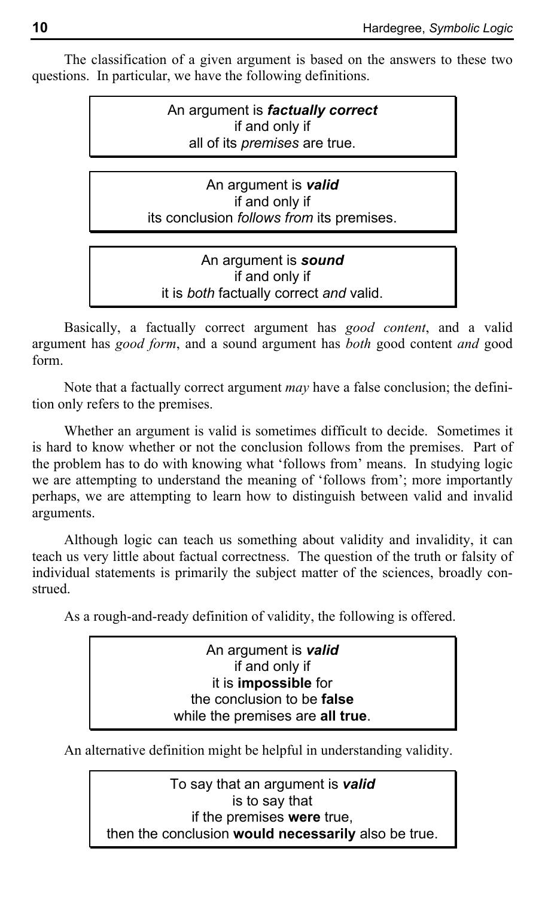The classification of a given argument is based on the answers to these two questions. In particular, we have the following definitions.

> An argument is ***factually correct***
> if and only if
> all of its *premises* are true.

> An argument is ***valid***
> if and only if
> its conclusion *follows from* its premises.

> An argument is ***sound***
> if and only if
> it is *both* factually correct *and* valid.

Basically, a factually correct argument has *good content*, and a valid argument has *good form*, and a sound argument has *both* good content *and* good form.

Note that a factually correct argument *may* have a false conclusion; the definition only refers to the premises.

Whether an argument is valid is sometimes difficult to decide. Sometimes it is hard to know whether or not the conclusion follows from the premises. Part of the problem has to do with knowing what 'follows from' means. In studying logic we are attempting to understand the meaning of 'follows from'; more importantly perhaps, we are attempting to learn how to distinguish between valid and invalid arguments.

Although logic can teach us something about validity and invalidity, it can teach us very little about factual correctness. The question of the truth or falsity of individual statements is primarily the subject matter of the sciences, broadly construed.

As a rough-and-ready definition of validity, the following is offered.

> An argument is ***valid***
> if and only if
> it is **impossible** for
> the conclusion to be **false**
> while the premises are **all true**.

An alternative definition might be helpful in understanding validity.

> To say that an argument is ***valid***
> is to say that
> if the premises **were** true,
> then the conclusion **would necessarily** also be true.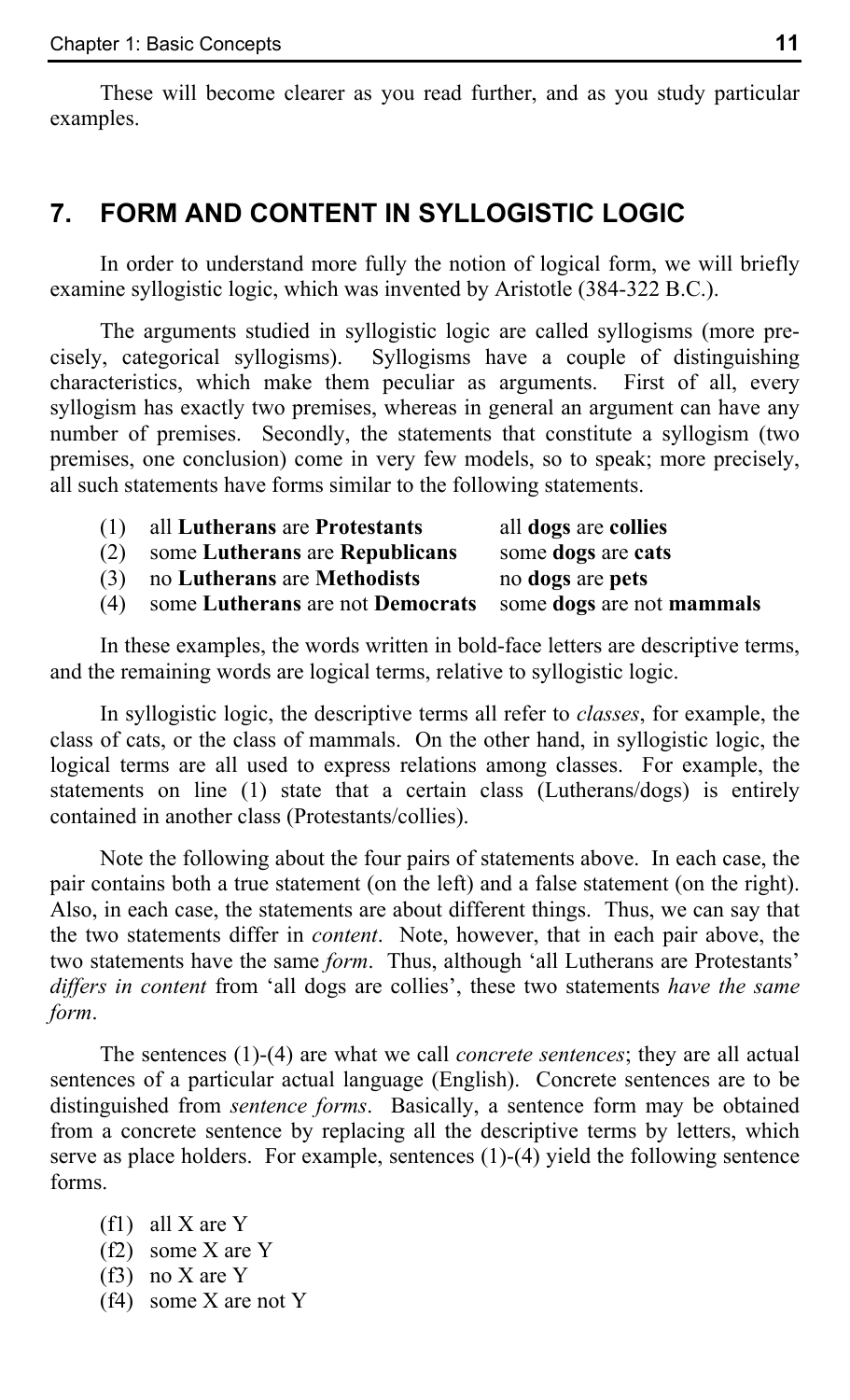These will become clearer as you read further, and as you study particular examples.

## 7. FORM AND CONTENT IN SYLLOGISTIC LOGIC

In order to understand more fully the notion of logical form, we will briefly examine syllogistic logic, which was invented by Aristotle (384-322 B.C.).

The arguments studied in syllogistic logic are called syllogisms (more precisely, categorical syllogisms). Syllogisms have a couple of distinguishing characteristics, which make them peculiar as arguments. First of all, every syllogism has exactly two premises, whereas in general an argument can have any number of premises. Secondly, the statements that constitute a syllogism (two premises, one conclusion) come in very few models, so to speak; more precisely, all such statements have forms similar to the following statements.

| | | |
|---|---|---|
| (1) | all **Lutherans** are **Protestants** | all **dogs** are **collies** |
| (2) | some **Lutherans** are **Republicans** | some **dogs** are **cats** |
| (3) | no **Lutherans** are **Methodists** | no **dogs** are **pets** |
| (4) | some **Lutherans** are not **Democrats** | some **dogs** are not **mammals** |

In these examples, the words written in bold-face letters are descriptive terms, and the remaining words are logical terms, relative to syllogistic logic.

In syllogistic logic, the descriptive terms all refer to *classes*, for example, the class of cats, or the class of mammals. On the other hand, in syllogistic logic, the logical terms are all used to express relations among classes. For example, the statements on line (1) state that a certain class (Lutherans/dogs) is entirely contained in another class (Protestants/collies).

Note the following about the four pairs of statements above. In each case, the pair contains both a true statement (on the left) and a false statement (on the right). Also, in each case, the statements are about different things. Thus, we can say that the two statements differ in *content*. Note, however, that in each pair above, the two statements have the same *form*. Thus, although 'all Lutherans are Protestants' *differs in content* from 'all dogs are collies', these two statements *have the same form*.

The sentences (1)-(4) are what we call *concrete sentences*; they are all actual sentences of a particular actual language (English). Concrete sentences are to be distinguished from *sentence forms*. Basically, a sentence form may be obtained from a concrete sentence by replacing all the descriptive terms by letters, which serve as place holders. For example, sentences (1)-(4) yield the following sentence forms.

(f1) all X are Y  
(f2) some X are Y  
(f3) no X are Y  
(f4) some X are not Y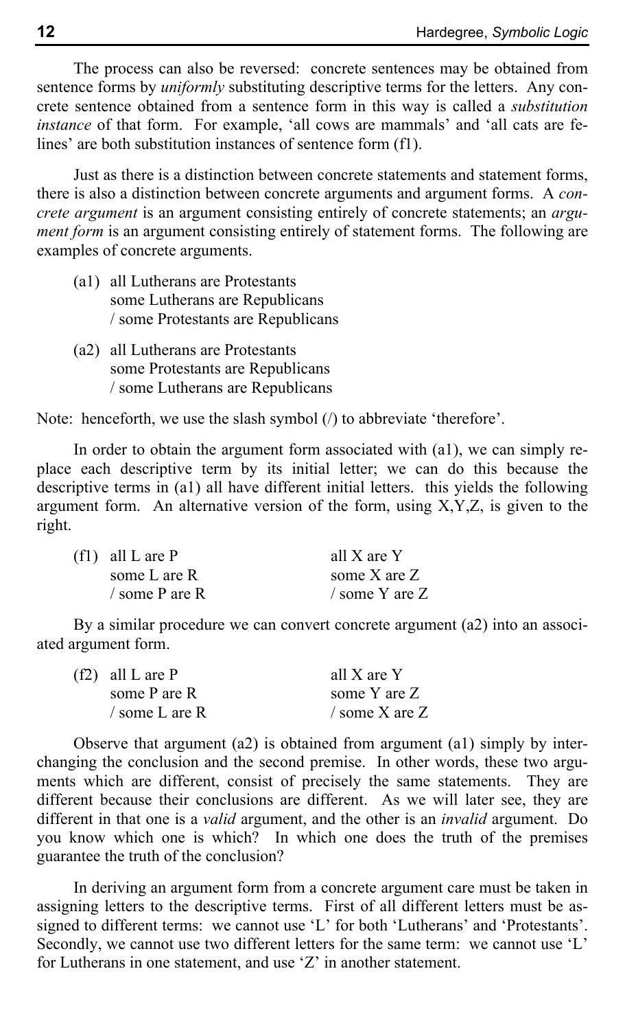The process can also be reversed: concrete sentences may be obtained from sentence forms by *uniformly* substituting descriptive terms for the letters. Any concrete sentence obtained from a sentence form in this way is called a *substitution instance* of that form. For example, 'all cows are mammals' and 'all cats are felines' are both substitution instances of sentence form (f1).

Just as there is a distinction between concrete statements and statement forms, there is also a distinction between concrete arguments and argument forms. A *concrete argument* is an argument consisting entirely of concrete statements; an *argument form* is an argument consisting entirely of statement forms. The following are examples of concrete arguments.

(a1) all Lutherans are Protestants  
some Lutherans are Republicans  
/ some Protestants are Republicans

(a2) all Lutherans are Protestants  
some Protestants are Republicans  
/ some Lutherans are Republicans

Note: henceforth, we use the slash symbol (/) to abbreviate 'therefore'.

In order to obtain the argument form associated with (a1), we can simply replace each descriptive term by its initial letter; we can do this because the descriptive terms in (a1) all have different initial letters. this yields the following argument form. An alternative version of the form, using X,Y,Z, is given to the right.

| | | |
|---|---|---|
| (f1) | all L are P | all X are Y |
| | some L are R | some X are Z |
| | / some P are R | / some Y are Z |

By a similar procedure we can convert concrete argument (a2) into an associated argument form.

| | | |
|---|---|---|
| (f2) | all L are P | all X are Y |
| | some P are R | some Y are Z |
| | / some L are R | / some X are Z |

Observe that argument (a2) is obtained from argument (a1) simply by interchanging the conclusion and the second premise. In other words, these two arguments which are different, consist of precisely the same statements. They are different because their conclusions are different. As we will later see, they are different in that one is a *valid* argument, and the other is an *invalid* argument. Do you know which one is which? In which one does the truth of the premises guarantee the truth of the conclusion?

In deriving an argument form from a concrete argument care must be taken in assigning letters to the descriptive terms. First of all different letters must be assigned to different terms: we cannot use 'L' for both 'Lutherans' and 'Protestants'. Secondly, we cannot use two different letters for the same term: we cannot use 'L' for Lutherans in one statement, and use 'Z' in another statement.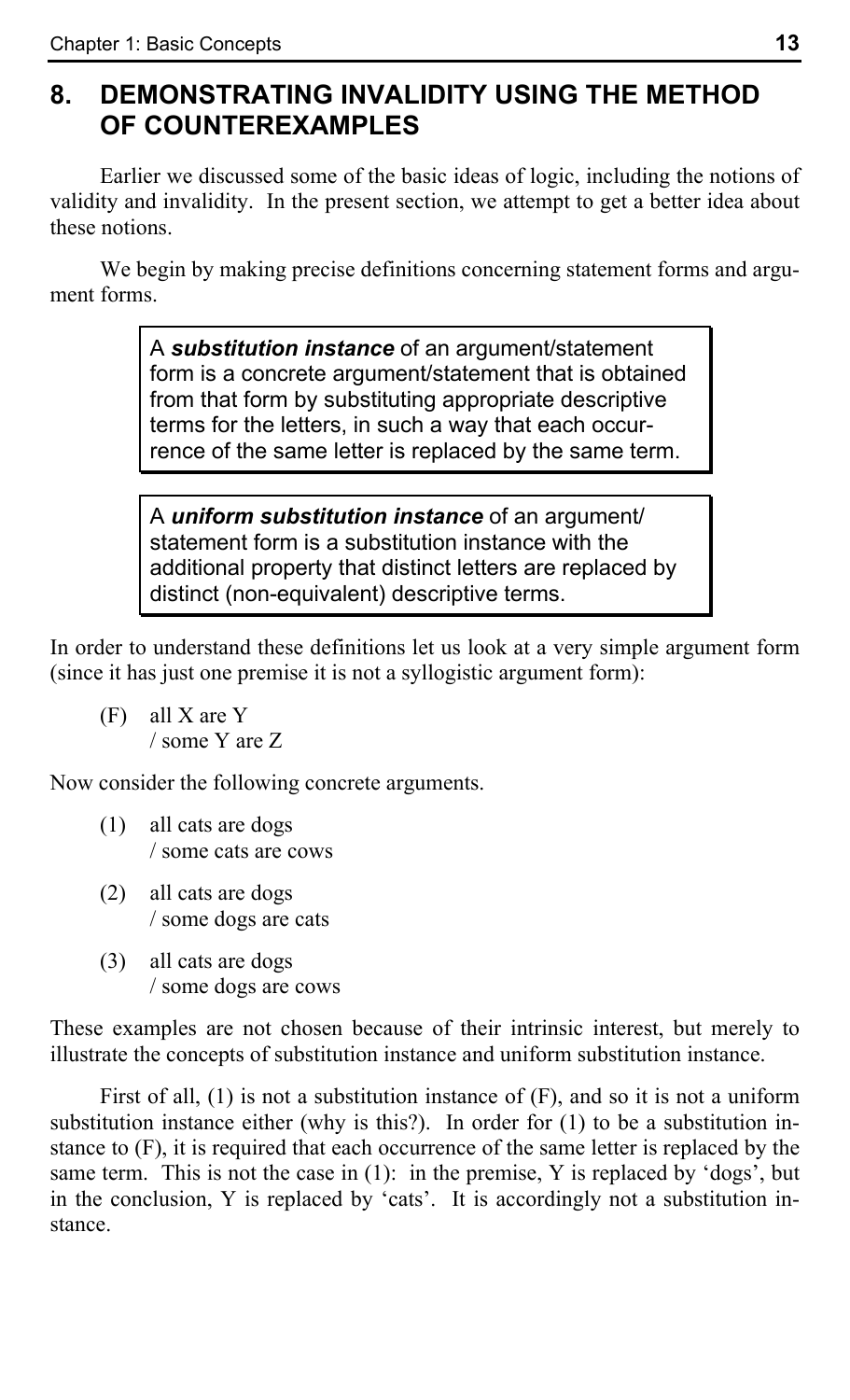## 8. DEMONSTRATING INVALIDITY USING THE METHOD OF COUNTEREXAMPLES

Earlier we discussed some of the basic ideas of logic, including the notions of validity and invalidity. In the present section, we attempt to get a better idea about these notions.

We begin by making precise definitions concerning statement forms and argument forms.

> A ***substitution instance*** of an argument/statement form is a concrete argument/statement that is obtained from that form by substituting appropriate descriptive terms for the letters, in such a way that each occurrence of the same letter is replaced by the same term.

> A ***uniform substitution instance*** of an argument/statement form is a substitution instance with the additional property that distinct letters are replaced by distinct (non-equivalent) descriptive terms.

In order to understand these definitions let us look at a very simple argument form (since it has just one premise it is not a syllogistic argument form):

(F) all X are Y
/ some Y are Z

Now consider the following concrete arguments.

(1) all cats are dogs
/ some cats are cows

(2) all cats are dogs
/ some dogs are cats

(3) all cats are dogs
/ some dogs are cows

These examples are not chosen because of their intrinsic interest, but merely to illustrate the concepts of substitution instance and uniform substitution instance.

First of all, (1) is not a substitution instance of (F), and so it is not a uniform substitution instance either (why is this?). In order for (1) to be a substitution instance to (F), it is required that each occurrence of the same letter is replaced by the same term. This is not the case in (1): in the premise, Y is replaced by 'dogs', but in the conclusion, Y is replaced by 'cats'. It is accordingly not a substitution instance.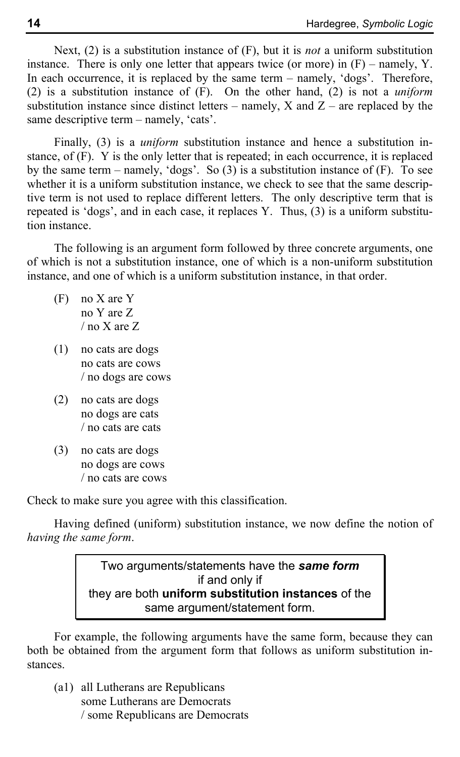Next, (2) is a substitution instance of (F), but it is *not* a uniform substitution instance. There is only one letter that appears twice (or more) in (F) – namely, Y. In each occurrence, it is replaced by the same term – namely, 'dogs'. Therefore, (2) is a substitution instance of (F). On the other hand, (2) is not a *uniform* substitution instance since distinct letters – namely, X and Z – are replaced by the same descriptive term – namely, 'cats'.

Finally, (3) is a *uniform* substitution instance and hence a substitution instance, of (F). Y is the only letter that is repeated; in each occurrence, it is replaced by the same term – namely, 'dogs'. So (3) is a substitution instance of (F). To see whether it is a uniform substitution instance, we check to see that the same descriptive term is not used to replace different letters. The only descriptive term that is repeated is 'dogs', and in each case, it replaces Y. Thus, (3) is a uniform substitution instance.

The following is an argument form followed by three concrete arguments, one of which is not a substitution instance, one of which is a non-uniform substitution instance, and one of which is a uniform substitution instance, in that order.

(F) no X are Y
no Y are Z
/ no X are Z

(1) no cats are dogs
no cats are cows
/ no dogs are cows

(2) no cats are dogs
no dogs are cats
/ no cats are cats

(3) no cats are dogs
no dogs are cows
/ no cats are cows

Check to make sure you agree with this classification.

Having defined (uniform) substitution instance, we now define the notion of *having the same form*.

> Two arguments/statements have the ***same form***
> if and only if
> they are both **uniform substitution instances** of the same argument/statement form.

For example, the following arguments have the same form, because they can both be obtained from the argument form that follows as uniform substitution instances.

(a1) all Lutherans are Republicans
some Lutherans are Democrats
/ some Republicans are Democrats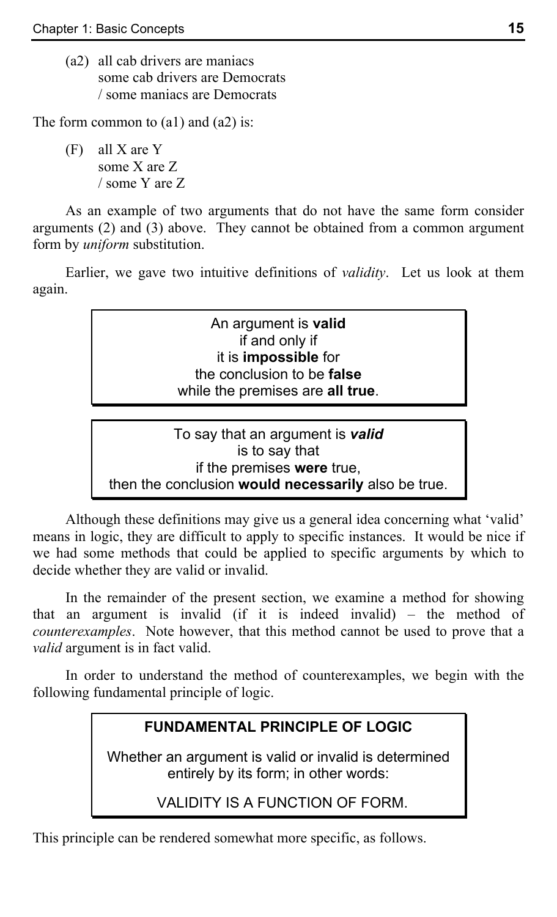(a2) all cab drivers are maniacs
some cab drivers are Democrats
/ some maniacs are Democrats

The form common to (a1) and (a2) is:

(F) all X are Y
some X are Z
/ some Y are Z

As an example of two arguments that do not have the same form consider arguments (2) and (3) above. They cannot be obtained from a common argument form by *uniform* substitution.

Earlier, we gave two intuitive definitions of *validity*. Let us look at them again.

> An argument is **valid**
> if and only if
> it is **impossible** for
> the conclusion to be **false**
> while the premises are **all true**.

> To say that an argument is ***valid***
> is to say that
> if the premises **were** true,
> then the conclusion **would necessarily** also be true.

Although these definitions may give us a general idea concerning what 'valid' means in logic, they are difficult to apply to specific instances. It would be nice if we had some methods that could be applied to specific arguments by which to decide whether they are valid or invalid.

In the remainder of the present section, we examine a method for showing that an argument is invalid (if it is indeed invalid) – the method of *counterexamples*. Note however, that this method cannot be used to prove that a *valid* argument is in fact valid.

In order to understand the method of counterexamples, we begin with the following fundamental principle of logic.

> **FUNDAMENTAL PRINCIPLE OF LOGIC**
>
> Whether an argument is valid or invalid is determined entirely by its form; in other words:
>
> VALIDITY IS A FUNCTION OF FORM.

This principle can be rendered somewhat more specific, as follows.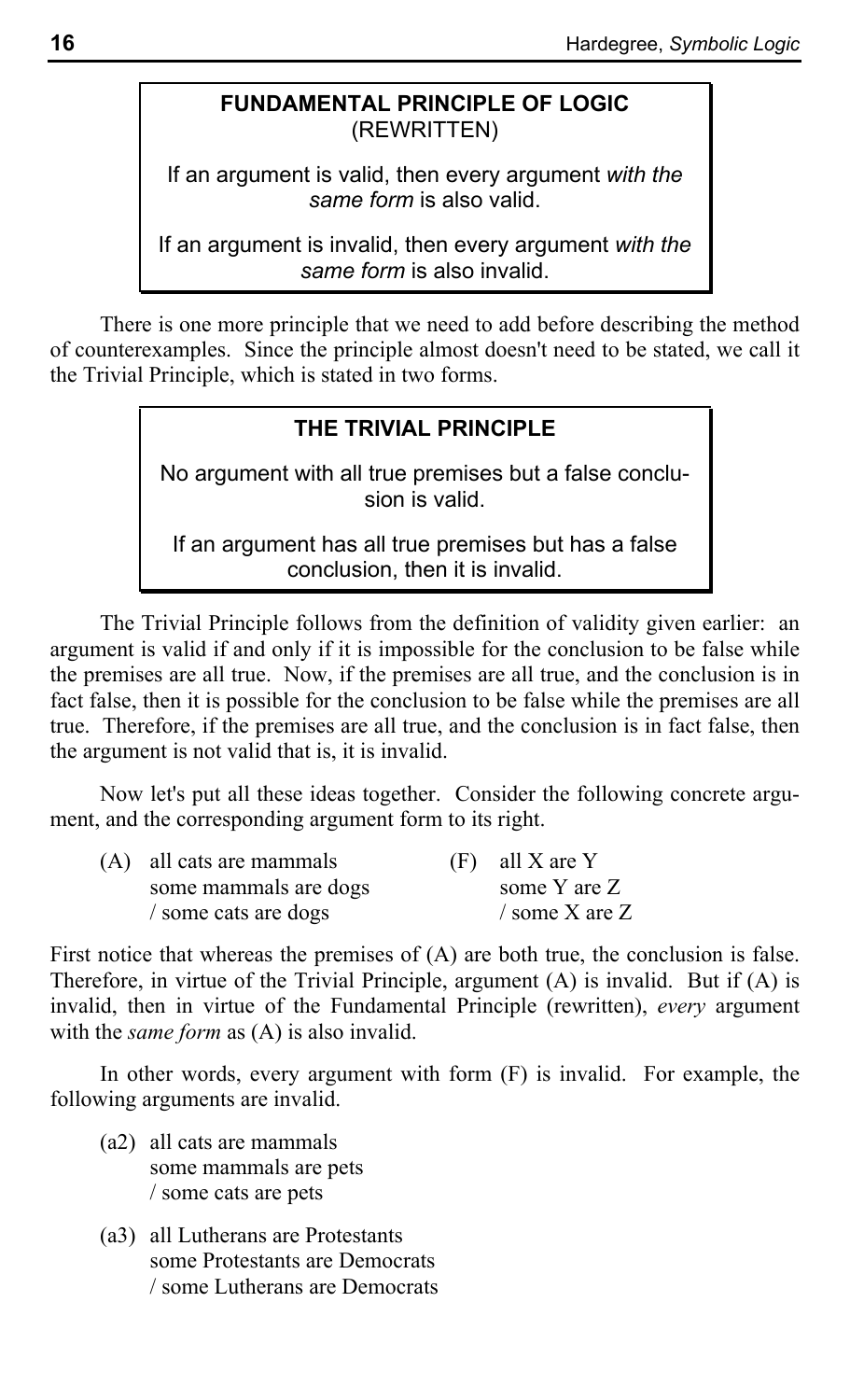**FUNDAMENTAL PRINCIPLE OF LOGIC**
(REWRITTEN)

If an argument is valid, then every argument *with the same form* is also valid.

If an argument is invalid, then every argument *with the same form* is also invalid.

There is one more principle that we need to add before describing the method of counterexamples. Since the principle almost doesn't need to be stated, we call it the Trivial Principle, which is stated in two forms.

**THE TRIVIAL PRINCIPLE**

No argument with all true premises but a false conclusion is valid.

If an argument has all true premises but has a false conclusion, then it is invalid.

The Trivial Principle follows from the definition of validity given earlier: an argument is valid if and only if it is impossible for the conclusion to be false while the premises are all true. Now, if the premises are all true, and the conclusion is in fact false, then it is possible for the conclusion to be false while the premises are all true. Therefore, if the premises are all true, and the conclusion is in fact false, then the argument is not valid that is, it is invalid.

Now let's put all these ideas together. Consider the following concrete argument, and the corresponding argument form to its right.

```
(A)  all cats are mammals          (F)  all X are Y
     some mammals are dogs              some Y are Z
     / some cats are dogs               / some X are Z
```

First notice that whereas the premises of (A) are both true, the conclusion is false. Therefore, in virtue of the Trivial Principle, argument (A) is invalid. But if (A) is invalid, then in virtue of the Fundamental Principle (rewritten), *every* argument with the *same form* as (A) is also invalid.

In other words, every argument with form (F) is invalid. For example, the following arguments are invalid.

```
(a2)  all cats are mammals
      some mammals are pets
      / some cats are pets

(a3)  all Lutherans are Protestants
      some Protestants are Democrats
      / some Lutherans are Democrats
```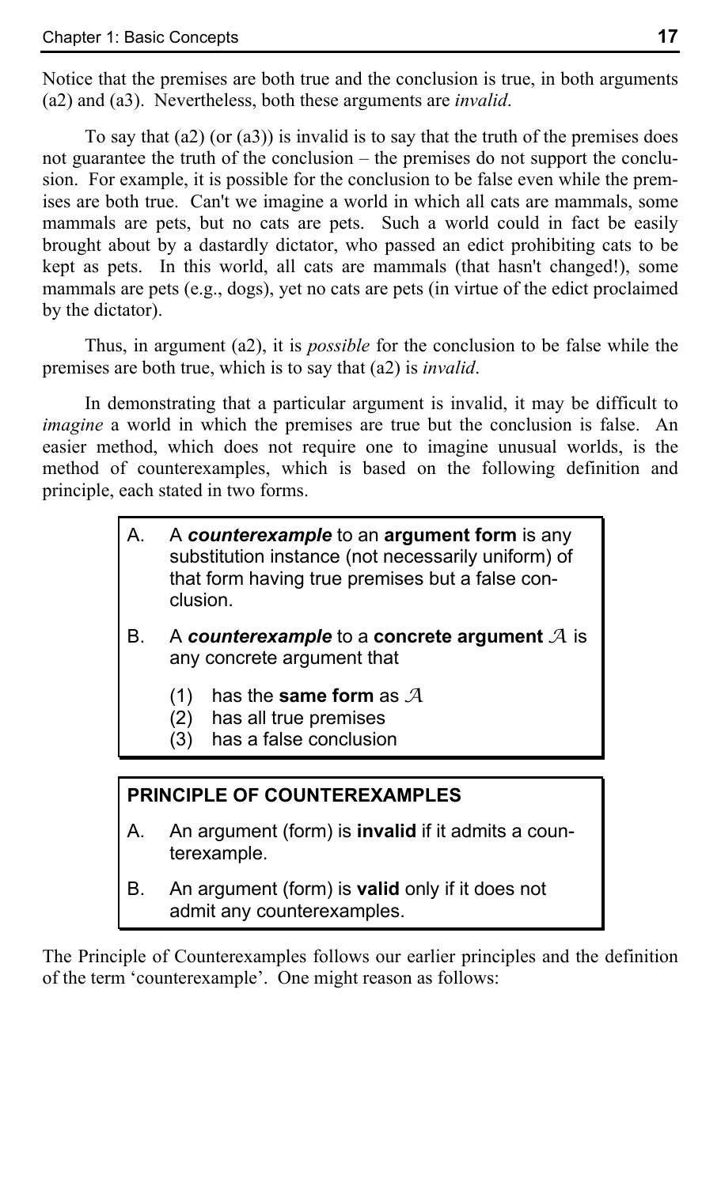Notice that the premises are both true and the conclusion is true, in both arguments (a2) and (a3). Nevertheless, both these arguments are *invalid*.

To say that (a2) (or (a3)) is invalid is to say that the truth of the premises does not guarantee the truth of the conclusion – the premises do not support the conclusion. For example, it is possible for the conclusion to be false even while the premises are both true. Can't we imagine a world in which all cats are mammals, some mammals are pets, but no cats are pets. Such a world could in fact be easily brought about by a dastardly dictator, who passed an edict prohibiting cats to be kept as pets. In this world, all cats are mammals (that hasn't changed!), some mammals are pets (e.g., dogs), yet no cats are pets (in virtue of the edict proclaimed by the dictator).

Thus, in argument (a2), it is *possible* for the conclusion to be false while the premises are both true, which is to say that (a2) is *invalid*.

In demonstrating that a particular argument is invalid, it may be difficult to *imagine* a world in which the premises are true but the conclusion is false. An easier method, which does not require one to imagine unusual worlds, is the method of counterexamples, which is based on the following definition and principle, each stated in two forms.

> A. A ***counterexample*** to an **argument form** is any substitution instance (not necessarily uniform) of that form having true premises but a false conclusion.
>
> B. A ***counterexample*** to a **concrete argument** $\mathcal{A}$ is any concrete argument that
>
> (1) has the **same form** as $\mathcal{A}$
> (2) has all true premises
> (3) has a false conclusion

> **PRINCIPLE OF COUNTEREXAMPLES**
>
> A. An argument (form) is **invalid** if it admits a counterexample.
>
> B. An argument (form) is **valid** only if it does not admit any counterexamples.

The Principle of Counterexamples follows our earlier principles and the definition of the term 'counterexample'. One might reason as follows: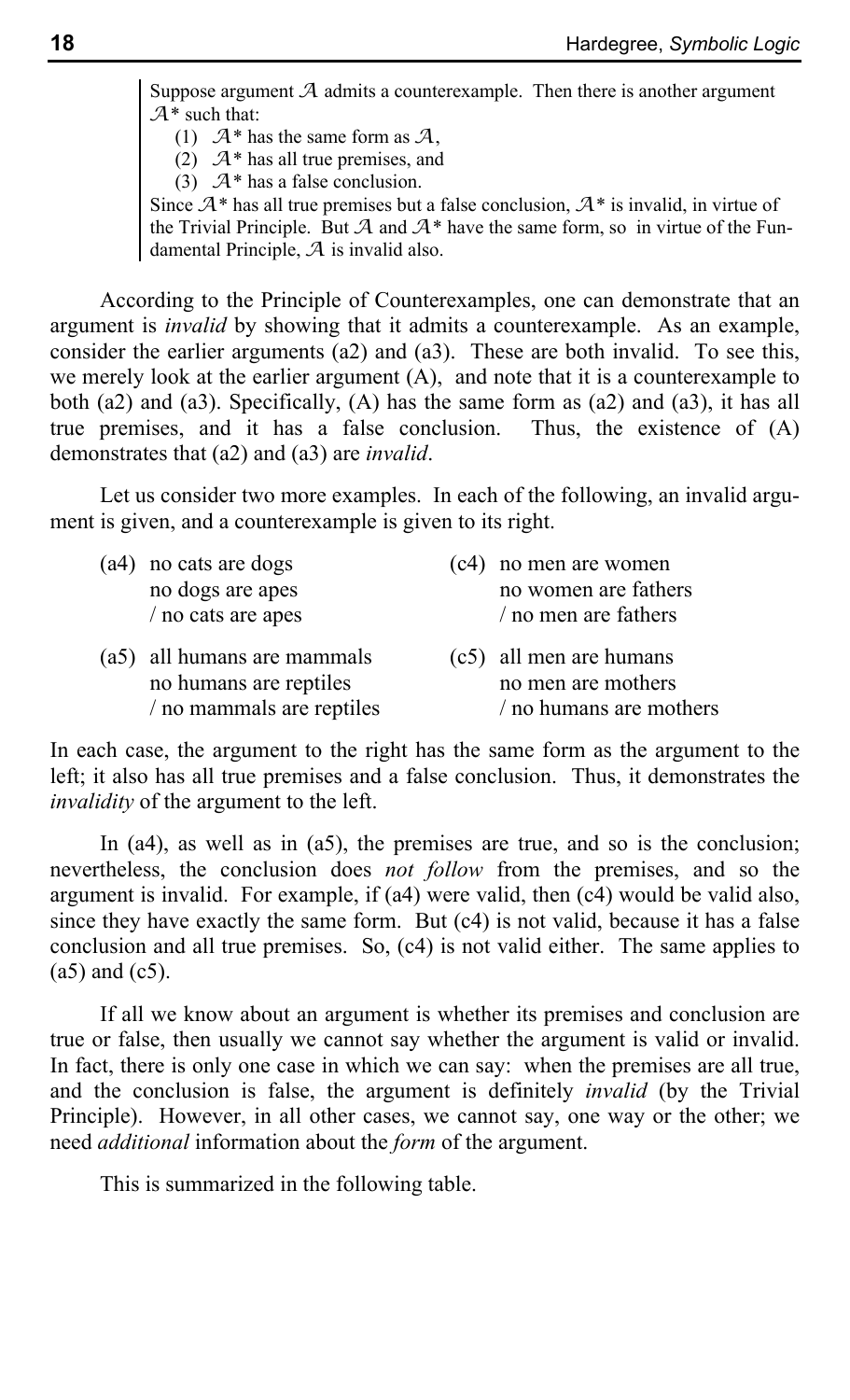> Suppose argument $\mathcal{A}$ admits a counterexample. Then there is another argument $\mathcal{A}^*$ such that:
>
> (1) $\mathcal{A}^*$ has the same form as $\mathcal{A}$,
>
> (2) $\mathcal{A}^*$ has all true premises, and
>
> (3) $\mathcal{A}^*$ has a false conclusion.
>
> Since $\mathcal{A}^*$ has all true premises but a false conclusion, $\mathcal{A}^*$ is invalid, in virtue of the Trivial Principle. But $\mathcal{A}$ and $\mathcal{A}^*$ have the same form, so in virtue of the Fundamental Principle, $\mathcal{A}$ is invalid also.

According to the Principle of Counterexamples, one can demonstrate that an argument is *invalid* by showing that it admits a counterexample. As an example, consider the earlier arguments (a2) and (a3). These are both invalid. To see this, we merely look at the earlier argument (A), and note that it is a counterexample to both (a2) and (a3). Specifically, (A) has the same form as (a2) and (a3), it has all true premises, and it has a false conclusion. Thus, the existence of (A) demonstrates that (a2) and (a3) are *invalid*.

Let us consider two more examples. In each of the following, an invalid argument is given, and a counterexample is given to its right.

| | Invalid argument | | Counterexample |
|---|---|---|---|
| (a4) | no cats are dogs<br>no dogs are apes<br>/ no cats are apes | (c4) | no men are women<br>no women are fathers<br>/ no men are fathers |
| (a5) | all humans are mammals<br>no humans are reptiles<br>/ no mammals are reptiles | (c5) | all men are humans<br>no men are mothers<br>/ no humans are mothers |

In each case, the argument to the right has the same form as the argument to the left; it also has all true premises and a false conclusion. Thus, it demonstrates the *invalidity* of the argument to the left.

In (a4), as well as in (a5), the premises are true, and so is the conclusion; nevertheless, the conclusion does *not follow* from the premises, and so the argument is invalid. For example, if (a4) were valid, then (c4) would be valid also, since they have exactly the same form. But (c4) is not valid, because it has a false conclusion and all true premises. So, (c4) is not valid either. The same applies to (a5) and (c5).

If all we know about an argument is whether its premises and conclusion are true or false, then usually we cannot say whether the argument is valid or invalid. In fact, there is only one case in which we can say: when the premises are all true, and the conclusion is false, the argument is definitely *invalid* (by the Trivial Principle). However, in all other cases, we cannot say, one way or the other; we need *additional* information about the *form* of the argument.

This is summarized in the following table.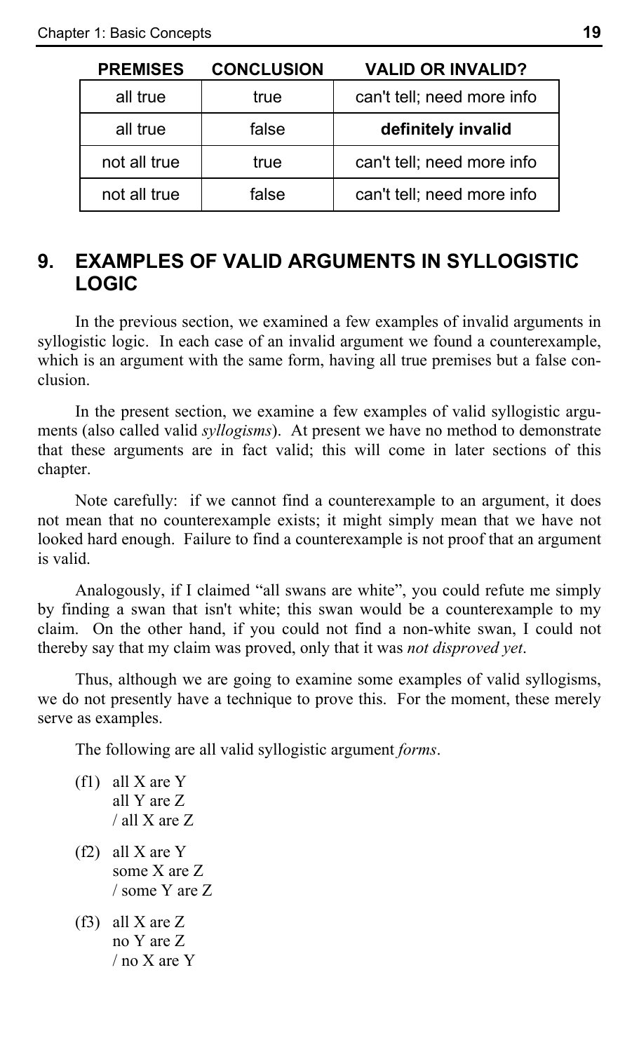| PREMISES | CONCLUSION | VALID OR INVALID? |
| --- | --- | --- |
| all true | true | can't tell; need more info |
| all true | false | **definitely invalid** |
| not all true | true | can't tell; need more info |
| not all true | false | can't tell; need more info |

## 9. EXAMPLES OF VALID ARGUMENTS IN SYLLOGISTIC LOGIC

In the previous section, we examined a few examples of invalid arguments in syllogistic logic. In each case of an invalid argument we found a counterexample, which is an argument with the same form, having all true premises but a false conclusion.

In the present section, we examine a few examples of valid syllogistic arguments (also called valid *syllogisms*). At present we have no method to demonstrate that these arguments are in fact valid; this will come in later sections of this chapter.

Note carefully: if we cannot find a counterexample to an argument, it does not mean that no counterexample exists; it might simply mean that we have not looked hard enough. Failure to find a counterexample is not proof that an argument is valid.

Analogously, if I claimed "all swans are white", you could refute me simply by finding a swan that isn't white; this swan would be a counterexample to my claim. On the other hand, if you could not find a non-white swan, I could not thereby say that my claim was proved, only that it was *not disproved yet*.

Thus, although we are going to examine some examples of valid syllogisms, we do not presently have a technique to prove this. For the moment, these merely serve as examples.

The following are all valid syllogistic argument *forms*.

(f1) all X are Y
all Y are Z
/ all X are Z

(f2) all X are Y
some X are Z
/ some Y are Z

(f3) all X are Z
no Y are Z
/ no X are Y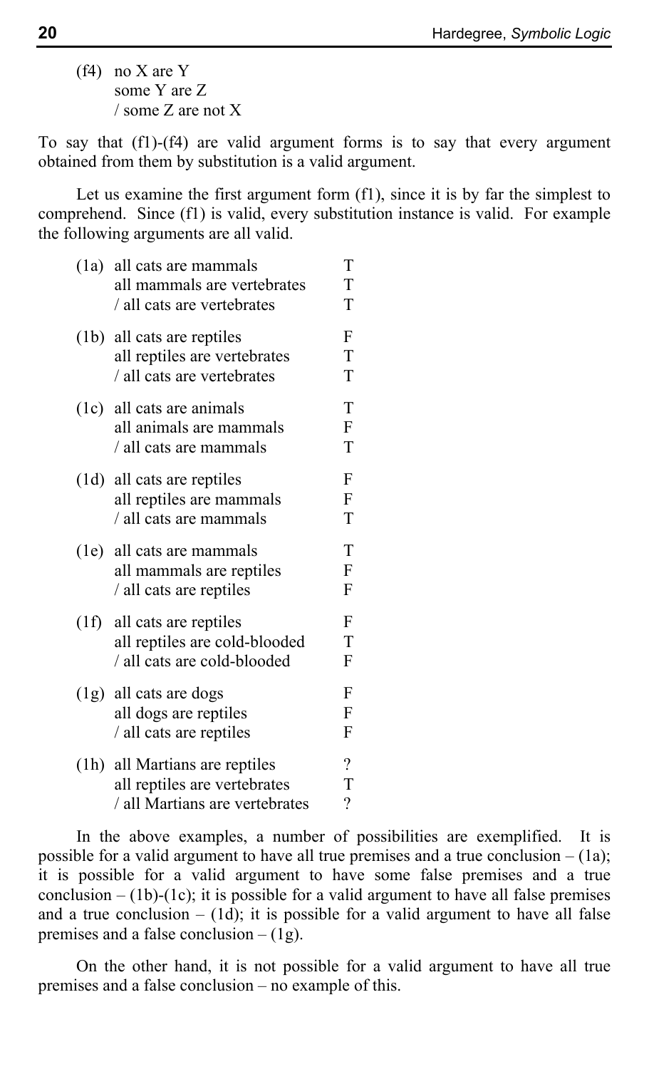(f4) no X are Y
some Y are Z
/ some Z are not X

To say that (f1)-(f4) are valid argument forms is to say that every argument obtained from them by substitution is a valid argument.

Let us examine the first argument form (f1), since it is by far the simplest to comprehend. Since (f1) is valid, every substitution instance is valid. For example the following arguments are all valid.

| | | |
|---|---|---|
| (1a) | all cats are mammals | T |
| | all mammals are vertebrates | T |
| | / all cats are vertebrates | T |
| (1b) | all cats are reptiles | F |
| | all reptiles are vertebrates | T |
| | / all cats are vertebrates | T |
| (1c) | all cats are animals | T |
| | all animals are mammals | F |
| | / all cats are mammals | T |
| (1d) | all cats are reptiles | F |
| | all reptiles are mammals | F |
| | / all cats are mammals | T |
| (1e) | all cats are mammals | T |
| | all mammals are reptiles | F |
| | / all cats are reptiles | F |
| (1f) | all cats are reptiles | F |
| | all reptiles are cold-blooded | T |
| | / all cats are cold-blooded | F |
| (1g) | all cats are dogs | F |
| | all dogs are reptiles | F |
| | / all cats are reptiles | F |
| (1h) | all Martians are reptiles | ? |
| | all reptiles are vertebrates | T |
| | / all Martians are vertebrates | ? |

In the above examples, a number of possibilities are exemplified. It is possible for a valid argument to have all true premises and a true conclusion – (1a); it is possible for a valid argument to have some false premises and a true conclusion – (1b)-(1c); it is possible for a valid argument to have all false premises and a true conclusion – (1d); it is possible for a valid argument to have all false premises and a false conclusion – (1g).

On the other hand, it is not possible for a valid argument to have all true premises and a false conclusion – no example of this.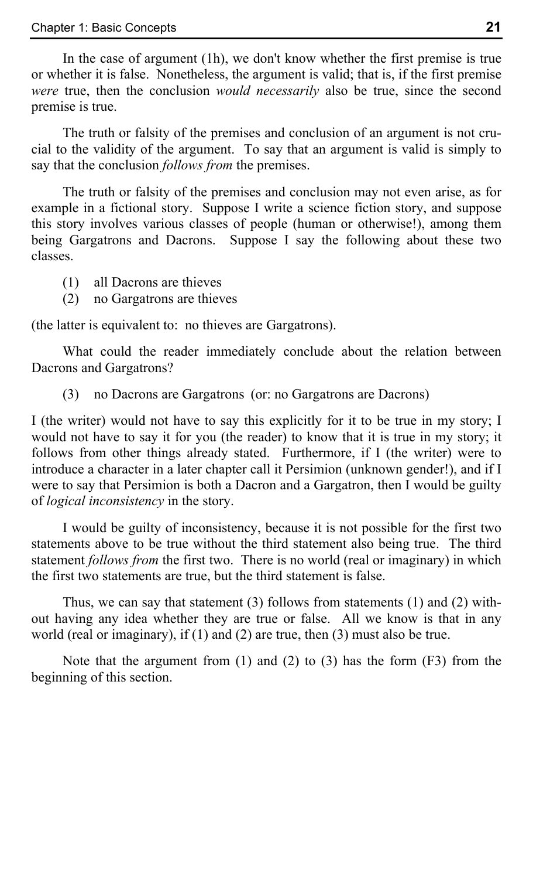In the case of argument (1h), we don't know whether the first premise is true or whether it is false. Nonetheless, the argument is valid; that is, if the first premise *were* true, then the conclusion *would necessarily* also be true, since the second premise is true.

The truth or falsity of the premises and conclusion of an argument is not crucial to the validity of the argument. To say that an argument is valid is simply to say that the conclusion *follows from* the premises.

The truth or falsity of the premises and conclusion may not even arise, as for example in a fictional story. Suppose I write a science fiction story, and suppose this story involves various classes of people (human or otherwise!), among them being Gargatrons and Dacrons. Suppose I say the following about these two classes.

(1) all Dacrons are thieves
(2) no Gargatrons are thieves

(the latter is equivalent to: no thieves are Gargatrons).

What could the reader immediately conclude about the relation between Dacrons and Gargatrons?

(3) no Dacrons are Gargatrons (or: no Gargatrons are Dacrons)

I (the writer) would not have to say this explicitly for it to be true in my story; I would not have to say it for you (the reader) to know that it is true in my story; it follows from other things already stated. Furthermore, if I (the writer) were to introduce a character in a later chapter call it Persimion (unknown gender!), and if I were to say that Persimion is both a Dacron and a Gargatron, then I would be guilty of *logical inconsistency* in the story.

I would be guilty of inconsistency, because it is not possible for the first two statements above to be true without the third statement also being true. The third statement *follows from* the first two. There is no world (real or imaginary) in which the first two statements are true, but the third statement is false.

Thus, we can say that statement (3) follows from statements (1) and (2) without having any idea whether they are true or false. All we know is that in any world (real or imaginary), if (1) and (2) are true, then (3) must also be true.

Note that the argument from (1) and (2) to (3) has the form (F3) from the beginning of this section.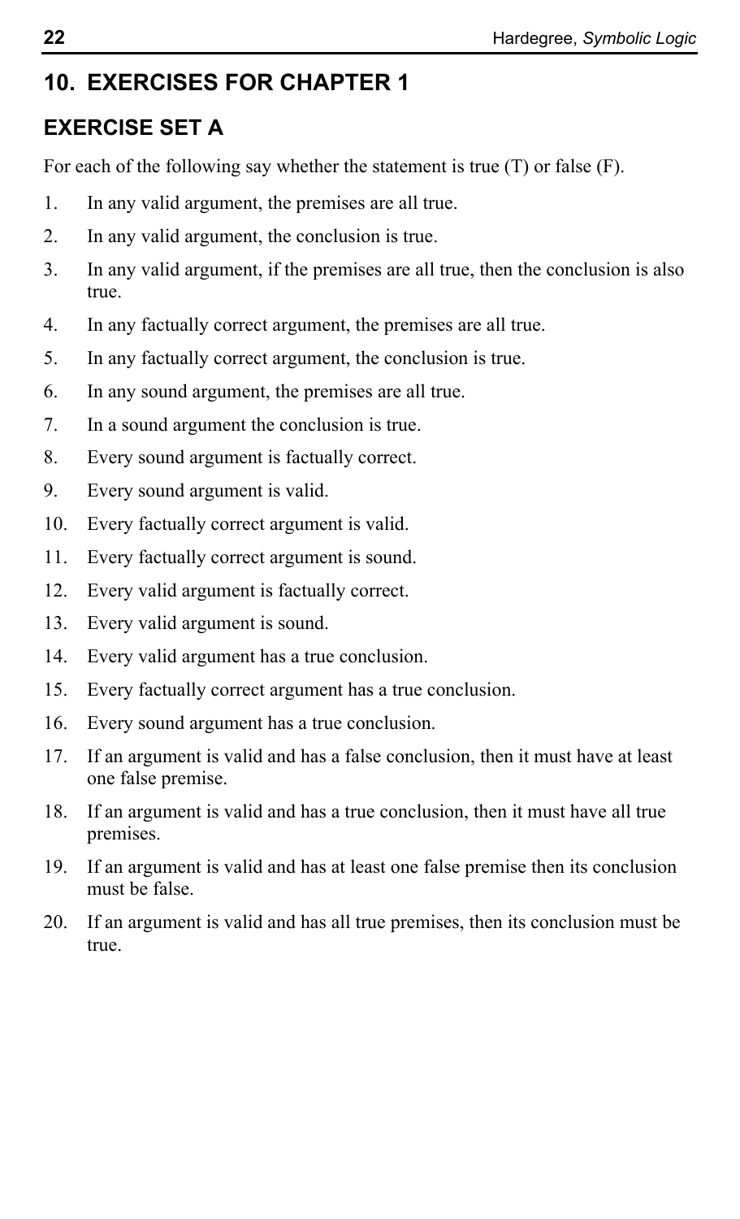## 10. EXERCISES FOR CHAPTER 1

### EXERCISE SET A

For each of the following say whether the statement is true (T) or false (F).

1. In any valid argument, the premises are all true.
2. In any valid argument, the conclusion is true.
3. In any valid argument, if the premises are all true, then the conclusion is also true.
4. In any factually correct argument, the premises are all true.
5. In any factually correct argument, the conclusion is true.
6. In any sound argument, the premises are all true.
7. In a sound argument the conclusion is true.
8. Every sound argument is factually correct.
9. Every sound argument is valid.
10. Every factually correct argument is valid.
11. Every factually correct argument is sound.
12. Every valid argument is factually correct.
13. Every valid argument is sound.
14. Every valid argument has a true conclusion.
15. Every factually correct argument has a true conclusion.
16. Every sound argument has a true conclusion.
17. If an argument is valid and has a false conclusion, then it must have at least one false premise.
18. If an argument is valid and has a true conclusion, then it must have all true premises.
19. If an argument is valid and has at least one false premise then its conclusion must be false.
20. If an argument is valid and has all true premises, then its conclusion must be true.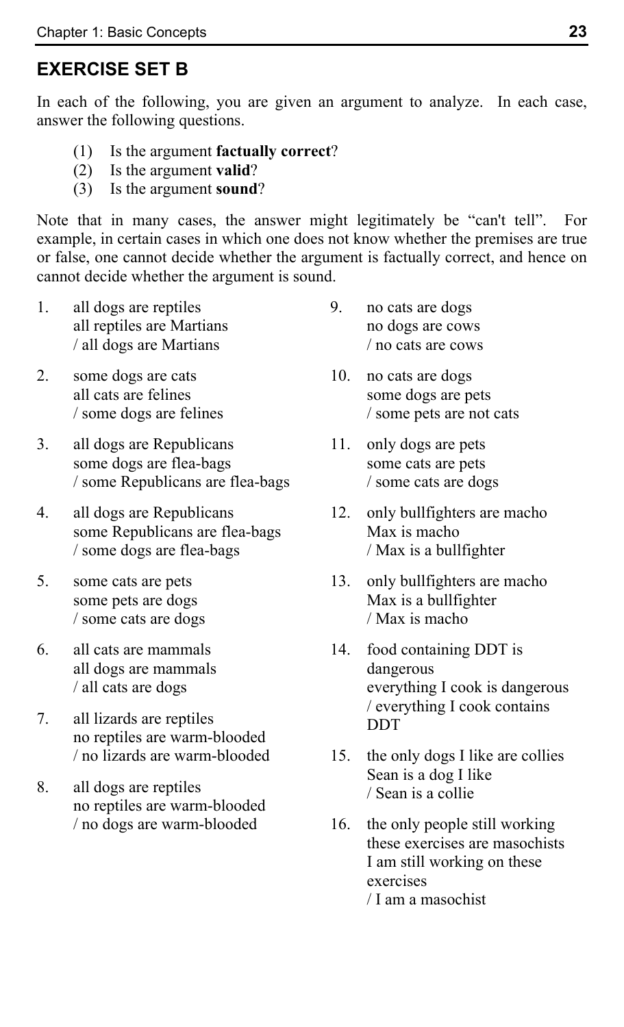## EXERCISE SET B

In each of the following, you are given an argument to analyze. In each case, answer the following questions.

(1) Is the argument **factually correct**?
(2) Is the argument **valid**?
(3) Is the argument **sound**?

Note that in many cases, the answer might legitimately be "can't tell". For example, in certain cases in which one does not know whether the premises are true or false, one cannot decide whether the argument is factually correct, and hence on cannot decide whether the argument is sound.

1. all dogs are reptiles
   all reptiles are Martians
   / all dogs are Martians

2. some dogs are cats
   all cats are felines
   / some dogs are felines

3. all dogs are Republicans
   some dogs are flea-bags
   / some Republicans are flea-bags

4. all dogs are Republicans
   some Republicans are flea-bags
   / some dogs are flea-bags

5. some cats are pets
   some pets are dogs
   / some cats are dogs

6. all cats are mammals
   all dogs are mammals
   / all cats are dogs

7. all lizards are reptiles
   no reptiles are warm-blooded
   / no lizards are warm-blooded

8. all dogs are reptiles
   no reptiles are warm-blooded
   / no dogs are warm-blooded

9. no cats are dogs
   no dogs are cows
   / no cats are cows

10. no cats are dogs
    some dogs are pets
    / some pets are not cats

11. only dogs are pets
    some cats are pets
    / some cats are dogs

12. only bullfighters are macho
    Max is macho
    / Max is a bullfighter

13. only bullfighters are macho
    Max is a bullfighter
    / Max is macho

14. food containing DDT is dangerous
    everything I cook is dangerous
    / everything I cook contains DDT

15. the only dogs I like are collies
    Sean is a dog I like
    / Sean is a collie

16. the only people still working these exercises are masochists
    I am still working on these exercises
    / I am a masochist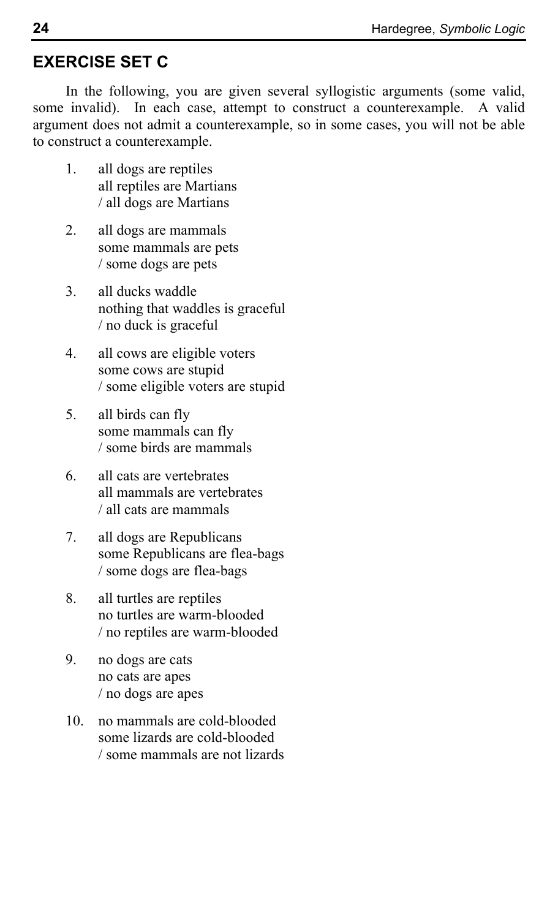## EXERCISE SET C

In the following, you are given several syllogistic arguments (some valid, some invalid). In each case, attempt to construct a counterexample. A valid argument does not admit a counterexample, so in some cases, you will not be able to construct a counterexample.

1. all dogs are reptiles
   all reptiles are Martians
   / all dogs are Martians

2. all dogs are mammals
   some mammals are pets
   / some dogs are pets

3. all ducks waddle
   nothing that waddles is graceful
   / no duck is graceful

4. all cows are eligible voters
   some cows are stupid
   / some eligible voters are stupid

5. all birds can fly
   some mammals can fly
   / some birds are mammals

6. all cats are vertebrates
   all mammals are vertebrates
   / all cats are mammals

7. all dogs are Republicans
   some Republicans are flea-bags
   / some dogs are flea-bags

8. all turtles are reptiles
   no turtles are warm-blooded
   / no reptiles are warm-blooded

9. no dogs are cats
   no cats are apes
   / no dogs are apes

10. no mammals are cold-blooded
    some lizards are cold-blooded
    / some mammals are not lizards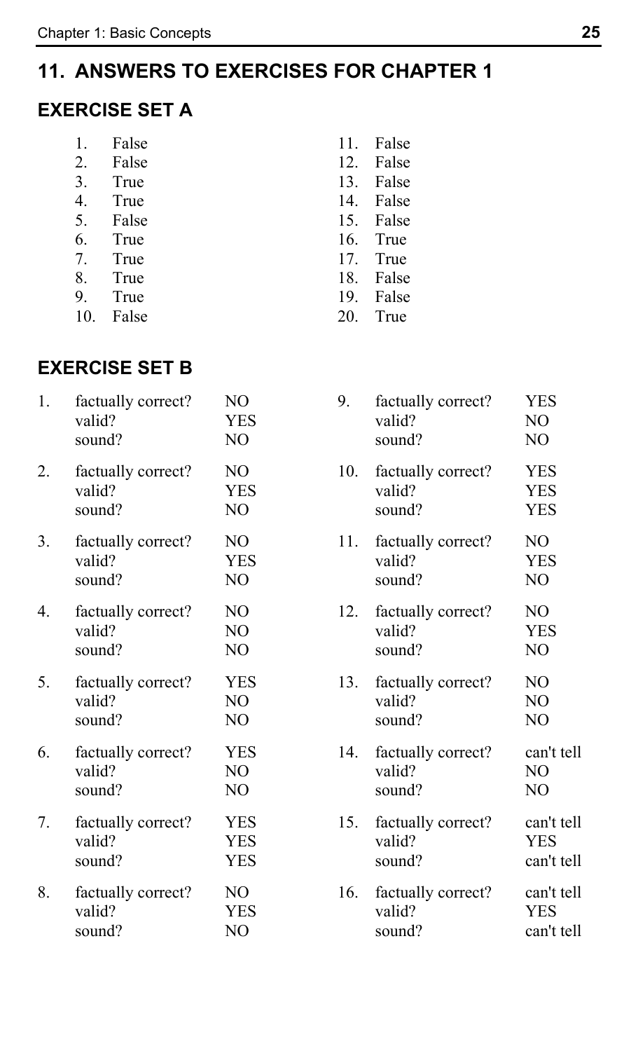## 11. ANSWERS TO EXERCISES FOR CHAPTER 1

### EXERCISE SET A

1. False
2. False
3. True
4. True
5. False
6. True
7. True
8. True
9. True
10. False
11. False
12. False
13. False
14. False
15. False
16. True
17. True
18. False
19. False
20. True

### EXERCISE SET B

1. factually correct? NO
   valid? YES
   sound? NO

2. factually correct? NO
   valid? YES
   sound? NO

3. factually correct? NO
   valid? YES
   sound? NO

4. factually correct? NO
   valid? NO
   sound? NO

5. factually correct? YES
   valid? NO
   sound? NO

6. factually correct? YES
   valid? NO
   sound? NO

7. factually correct? YES
   valid? YES
   sound? YES

8. factually correct? NO
   valid? YES
   sound? NO

9. factually correct? YES
   valid? NO
   sound? NO

10. factually correct? YES
    valid? YES
    sound? YES

11. factually correct? NO
    valid? YES
    sound? NO

12. factually correct? NO
    valid? YES
    sound? NO

13. factually correct? NO
    valid? NO
    sound? NO

14. factually correct? can't tell
    valid? NO
    sound? NO

15. factually correct? can't tell
    valid? YES
    sound? can't tell

16. factually correct? can't tell
    valid? YES
    sound? can't tell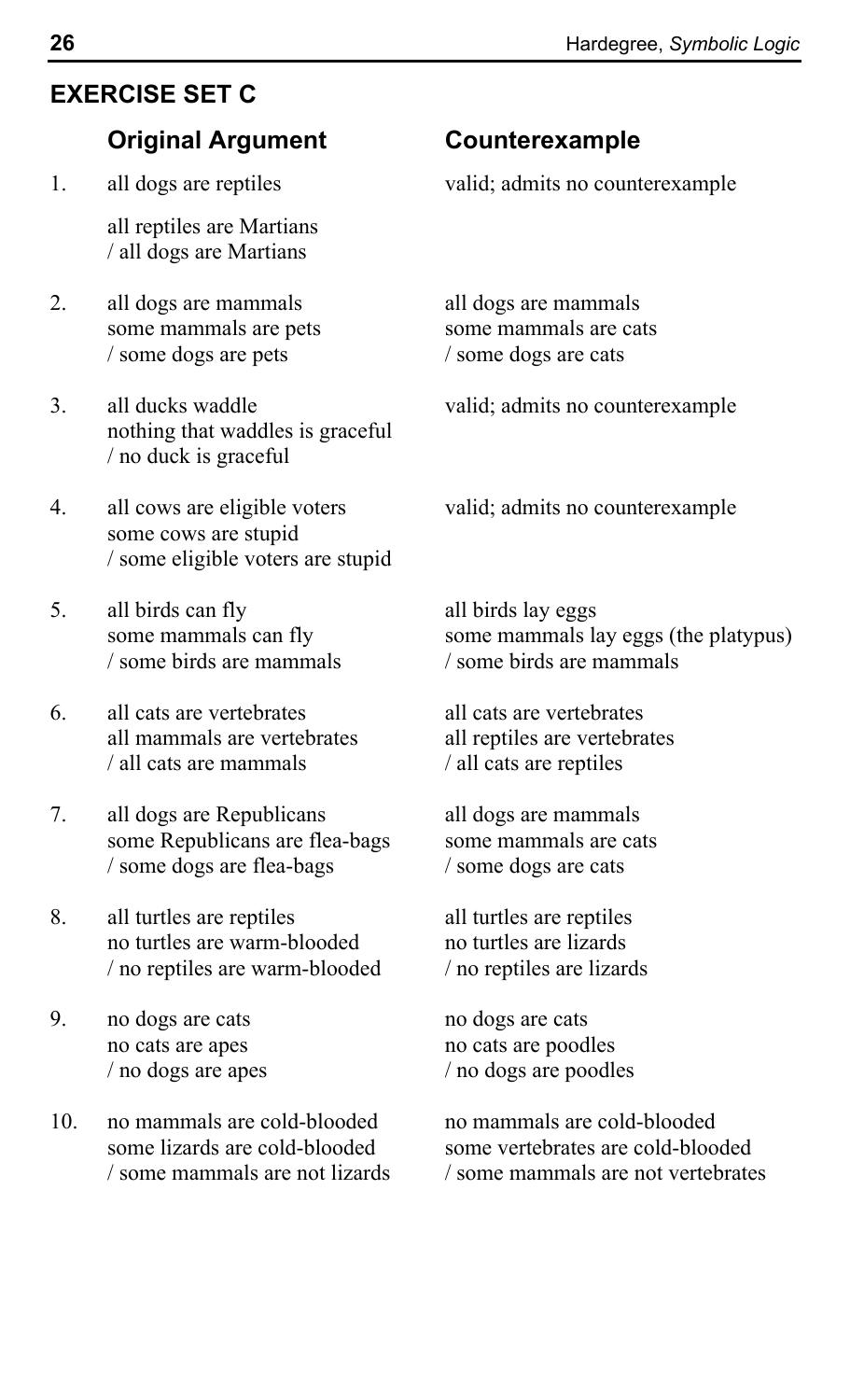## EXERCISE SET C

| | Original Argument | Counterexample |
|---|---|---|
| 1. | all dogs are reptiles<br>all reptiles are Martians<br>/ all dogs are Martians | valid; admits no counterexample |
| 2. | all dogs are mammals<br>some mammals are pets<br>/ some dogs are pets | all dogs are mammals<br>some mammals are cats<br>/ some dogs are cats |
| 3. | all ducks waddle<br>nothing that waddles is graceful<br>/ no duck is graceful | valid; admits no counterexample |
| 4. | all cows are eligible voters<br>some cows are stupid<br>/ some eligible voters are stupid | valid; admits no counterexample |
| 5. | all birds can fly<br>some mammals can fly<br>/ some birds are mammals | all birds lay eggs<br>some mammals lay eggs (the platypus)<br>/ some birds are mammals |
| 6. | all cats are vertebrates<br>all mammals are vertebrates<br>/ all cats are mammals | all cats are vertebrates<br>all reptiles are vertebrates<br>/ all cats are reptiles |
| 7. | all dogs are Republicans<br>some Republicans are flea-bags<br>/ some dogs are flea-bags | all dogs are mammals<br>some mammals are cats<br>/ some dogs are cats |
| 8. | all turtles are reptiles<br>no turtles are warm-blooded<br>/ no reptiles are warm-blooded | all turtles are reptiles<br>no turtles are lizards<br>/ no reptiles are lizards |
| 9. | no dogs are cats<br>no cats are apes<br>/ no dogs are apes | no dogs are cats<br>no cats are poodles<br>/ no dogs are poodles |
| 10. | no mammals are cold-blooded<br>some lizards are cold-blooded<br>/ some mammals are not lizards | no mammals are cold-blooded<br>some vertebrates are cold-blooded<br>/ some mammals are not vertebrates |